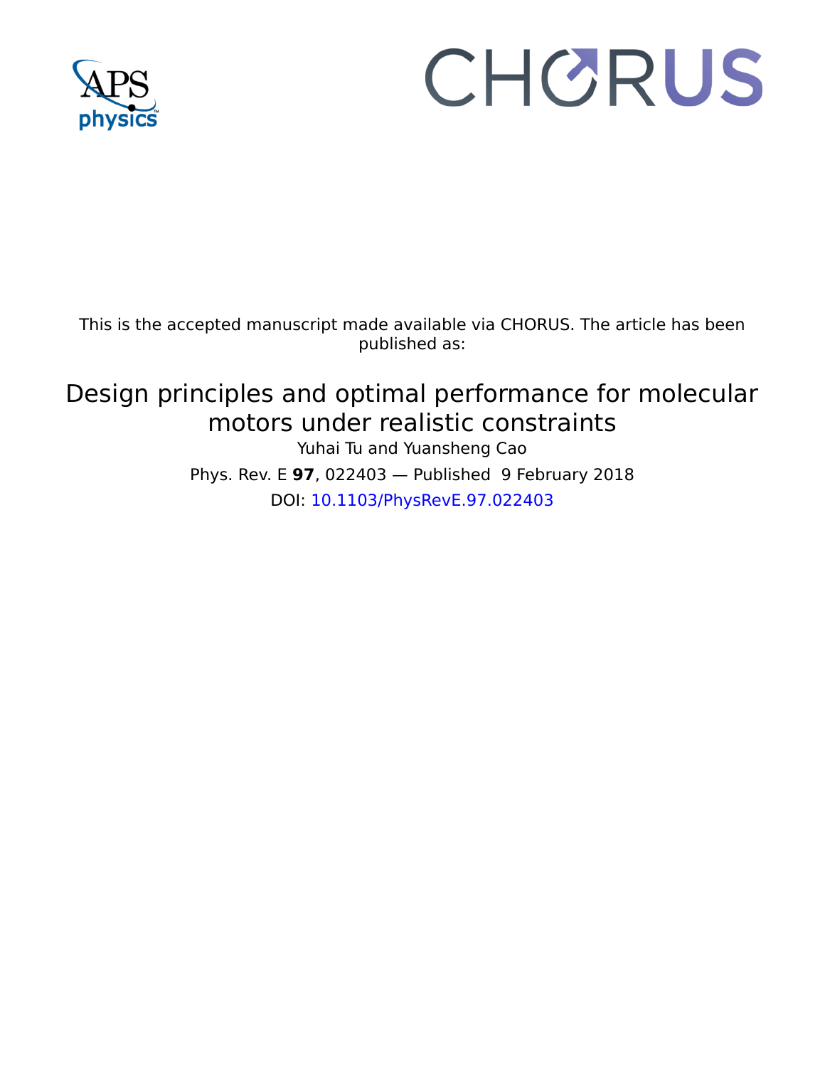This is the accepted manuscript made available via CHORUS. The article has been published as:

# Design principles and optimal performance for molecular motors under realistic constraints

Yuhai Tu and Yuansheng Cao

Phys. Rev. E **97**, 022403 — Published 9 February 2018

DOI: 10.1103/PhysRevE.97.022403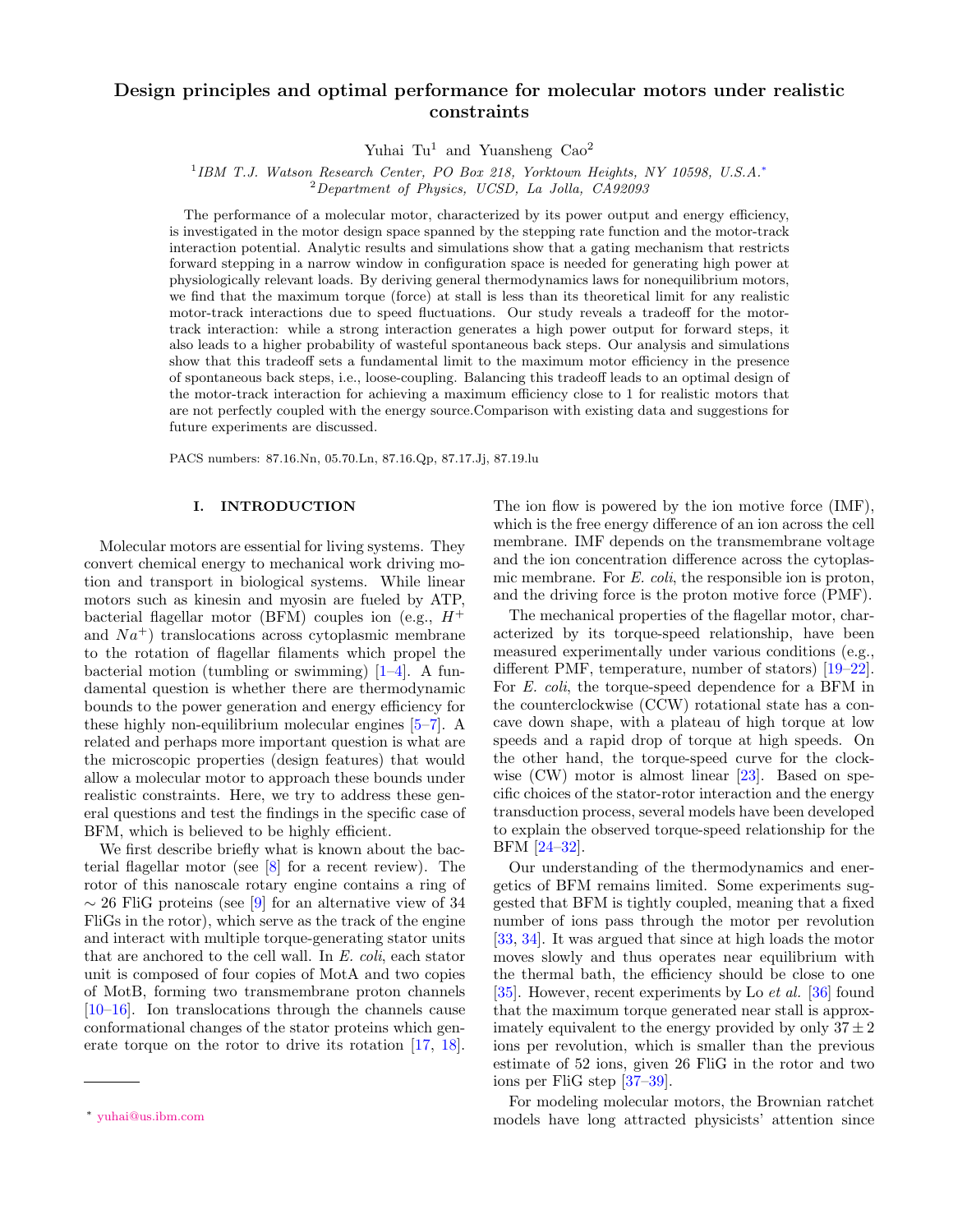# Design principles and optimal performance for molecular motors under realistic constraints

Yuhai Tu[1] and Yuansheng Cao[2]

[1]*IBM T.J. Watson Research Center, PO Box 218, Yorktown Heights, NY 10598, U.S.A.*[*]
[2]*Department of Physics, UCSD, La Jolla, CA92093*

The performance of a molecular motor, characterized by its power output and energy efficiency, is investigated in the motor design space spanned by the stepping rate function and the motor-track interaction potential. Analytic results and simulations show that a gating mechanism that restricts forward stepping in a narrow window in configuration space is needed for generating high power at physiologically relevant loads. By deriving general thermodynamics laws for nonequilibrium motors, we find that the maximum torque (force) at stall is less than its theoretical limit for any realistic motor-track interactions due to speed fluctuations. Our study reveals a tradeoff for the motor-track interaction: while a strong interaction generates a high power output for forward steps, it also leads to a higher probability of wasteful spontaneous back steps. Our analysis and simulations show that this tradeoff sets a fundamental limit to the maximum motor efficiency in the presence of spontaneous back steps, i.e., loose-coupling. Balancing this tradeoff leads to an optimal design of the motor-track interaction for achieving a maximum efficiency close to 1 for realistic motors that are not perfectly coupled with the energy source.Comparison with existing data and suggestions for future experiments are discussed.

PACS numbers: 87.16.Nn, 05.70.Ln, 87.16.Qp, 87.17.Jj, 87.19.lu

## I. INTRODUCTION

Molecular motors are essential for living systems. They convert chemical energy to mechanical work driving motion and transport in biological systems. While linear motors such as kinesin and myosin are fueled by ATP, bacterial flagellar motor (BFM) couples ion (e.g., $H^+$ and $Na^+$) translocations across cytoplasmic membrane to the rotation of flagellar filaments which propel the bacterial motion (tumbling or swimming) [1–4]. A fundamental question is whether there are thermodynamic bounds to the power generation and energy efficiency for these highly non-equilibrium molecular engines [5–7]. A related and perhaps more important question is what are the microscopic properties (design features) that would allow a molecular motor to approach these bounds under realistic constraints. Here, we try to address these general questions and test the findings in the specific case of BFM, which is believed to be highly efficient.

We first describe briefly what is known about the bacterial flagellar motor (see [8] for a recent review). The rotor of this nanoscale rotary engine contains a ring of $\sim 26$ FliG proteins (see [9] for an alternative view of 34 FliGs in the rotor), which serve as the track of the engine and interact with multiple torque-generating stator units that are anchored to the cell wall. In *E. coli*, each stator unit is composed of four copies of MotA and two copies of MotB, forming two transmembrane proton channels [10–16]. Ion translocations through the channels cause conformational changes of the stator proteins which generate torque on the rotor to drive its rotation [17, 18]. The ion flow is powered by the ion motive force (IMF), which is the free energy difference of an ion across the cell membrane. IMF depends on the transmembrane voltage and the ion concentration difference across the cytoplasmic membrane. For *E. coli*, the responsible ion is proton, and the driving force is the proton motive force (PMF).

The mechanical properties of the flagellar motor, characterized by its torque-speed relationship, have been measured experimentally under various conditions (e.g., different PMF, temperature, number of stators) [19–22]. For *E. coli*, the torque-speed dependence for a BFM in the counterclockwise (CCW) rotational state has a concave down shape, with a plateau of high torque at low speeds and a rapid drop of torque at high speeds. On the other hand, the torque-speed curve for the clockwise (CW) motor is almost linear [23]. Based on specific choices of the stator-rotor interaction and the energy transduction process, several models have been developed to explain the observed torque-speed relationship for the BFM [24–32].

Our understanding of the thermodynamics and energetics of BFM remains limited. Some experiments suggested that BFM is tightly coupled, meaning that a fixed number of ions pass through the motor per revolution [33, 34]. It was argued that since at high loads the motor moves slowly and thus operates near equilibrium with the thermal bath, the efficiency should be close to one [35]. However, recent experiments by Lo *et al.* [36] found that the maximum torque generated near stall is approximately equivalent to the energy provided by only $37 \pm 2$ ions per revolution, which is smaller than the previous estimate of 52 ions, given 26 FliG in the rotor and two ions per FliG step [37–39].

For modeling molecular motors, the Brownian ratchet models have long attracted physicists' attention since

[*] yuhai@us.ibm.com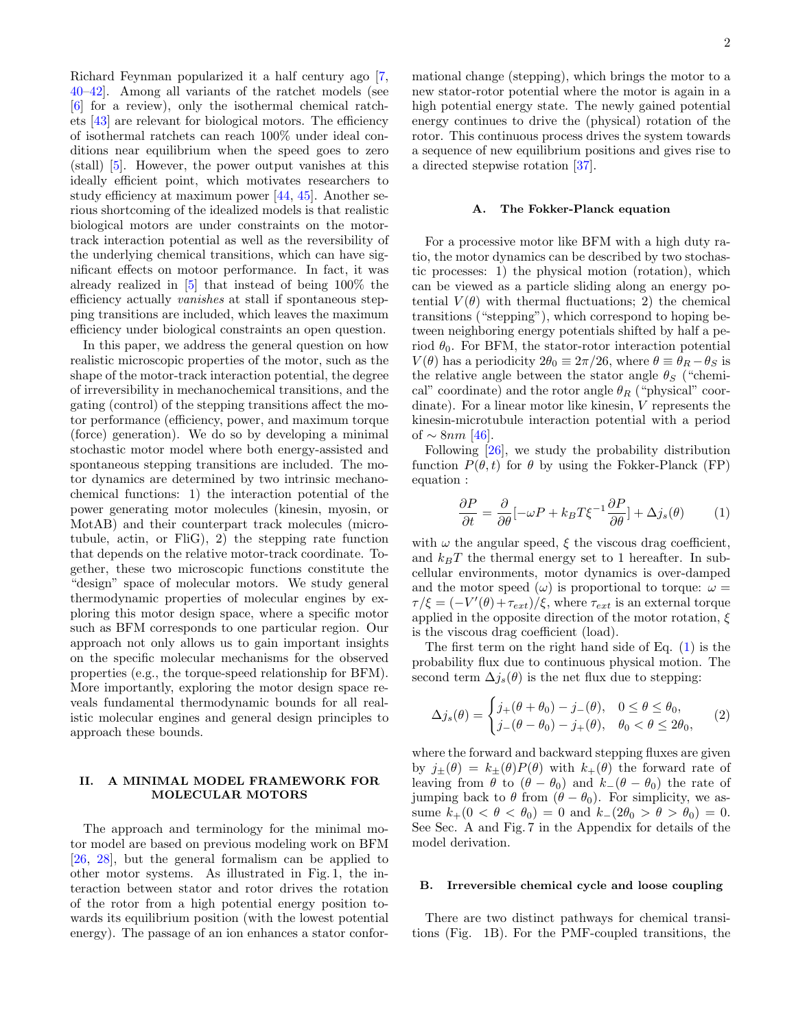Richard Feynman popularized it a half century ago [7, 40–42]. Among all variants of the ratchet models (see [6] for a review), only the isothermal chemical ratchets [43] are relevant for biological motors. The efficiency of isothermal ratchets can reach 100% under ideal conditions near equilibrium when the speed goes to zero (stall) [5]. However, the power output vanishes at this ideally efficient point, which motivates researchers to study efficiency at maximum power [44, 45]. Another serious shortcoming of the idealized models is that realistic biological motors are under constraints on the motor-track interaction potential as well as the reversibility of the underlying chemical transitions, which can have significant effects on motoor performance. In fact, it was already realized in [5] that instead of being 100% the efficiency actually *vanishes* at stall if spontaneous stepping transitions are included, which leaves the maximum efficiency under biological constraints an open question.

In this paper, we address the general question on how realistic microscopic properties of the motor, such as the shape of the motor-track interaction potential, the degree of irreversibility in mechanochemical transitions, and the gating (control) of the stepping transitions affect the motor performance (efficiency, power, and maximum torque (force) generation). We do so by developing a minimal stochastic motor model where both energy-assisted and spontaneous stepping transitions are included. The motor dynamics are determined by two intrinsic mechanochemical functions: 1) the interaction potential of the power generating motor molecules (kinesin, myosin, or MotAB) and their counterpart track molecules (microtubule, actin, or FliG), 2) the stepping rate function that depends on the relative motor-track coordinate. Together, these two microscopic functions constitute the "design" space of molecular motors. We study general thermodynamic properties of molecular engines by exploring this motor design space, where a specific motor such as BFM corresponds to one particular region. Our approach not only allows us to gain important insights on the specific molecular mechanisms for the observed properties (e.g., the torque-speed relationship for BFM). More importantly, exploring the motor design space reveals fundamental thermodynamic bounds for all realistic molecular engines and general design principles to approach these bounds.

## II. A MINIMAL MODEL FRAMEWORK FOR MOLECULAR MOTORS

The approach and terminology for the minimal motor model are based on previous modeling work on BFM [26, 28], but the general formalism can be applied to other motor systems. As illustrated in Fig. 1, the interaction between stator and rotor drives the rotation of the rotor from a high potential energy position towards its equilibrium position (with the lowest potential energy). The passage of an ion enhances a stator conformational change (stepping), which brings the motor to a new stator-rotor potential where the motor is again in a high potential energy state. The newly gained potential energy continues to drive the (physical) rotation of the rotor. This continuous process drives the system towards a sequence of new equilibrium positions and gives rise to a directed stepwise rotation [37].

### A. The Fokker-Planck equation

For a processive motor like BFM with a high duty ratio, the motor dynamics can be described by two stochastic processes: 1) the physical motion (rotation), which can be viewed as a particle sliding along an energy potential $V(\theta)$ with thermal fluctuations; 2) the chemical transitions ("stepping"), which correspond to hoping between neighboring energy potentials shifted by half a period $\theta_0$. For BFM, the stator-rotor interaction potential $V(\theta)$ has a periodicity $2\theta_0 \equiv 2\pi/26$, where $\theta \equiv \theta_R - \theta_S$ is the relative angle between the stator angle $\theta_S$ ("chemical" coordinate) and the rotor angle $\theta_R$ ("physical" coordinate). For a linear motor like kinesin, $V$ represents the kinesin-microtubule interaction potential with a period of $\sim 8nm$ [46].

Following [26], we study the probability distribution function $P(\theta, t)$ for $\theta$ by using the Fokker-Planck (FP) equation :

$$\frac{\partial P}{\partial t} = \frac{\partial}{\partial \theta}[-\omega P + k_B T \xi^{-1} \frac{\partial P}{\partial \theta}] + \Delta j_s(\theta) \qquad (1)$$

with $\omega$ the angular speed, $\xi$ the viscous drag coefficient, and $k_B T$ the thermal energy set to 1 hereafter. In subcellular environments, motor dynamics is over-damped and the motor speed ($\omega$) is proportional to torque: $\omega = \tau/\xi = (-V'(\theta) + \tau_{ext})/\xi$, where $\tau_{ext}$ is an external torque applied in the opposite direction of the motor rotation, $\xi$ is the viscous drag coefficient (load).

The first term on the right hand side of Eq. (1) is the probability flux due to continuous physical motion. The second term $\Delta j_s(\theta)$ is the net flux due to stepping:

$$\Delta j_s(\theta) = \begin{cases} j_+(\theta + \theta_0) - j_-(\theta), & 0 \le \theta \le \theta_0, \\ j_-(\theta - \theta_0) - j_+(\theta), & \theta_0 < \theta \le 2\theta_0, \end{cases} \qquad (2)$$

where the forward and backward stepping fluxes are given by $j_\pm(\theta) = k_\pm(\theta) P(\theta)$ with $k_+(\theta)$ the forward rate of leaving from $\theta$ to $(\theta - \theta_0)$ and $k_-(\theta - \theta_0)$ the rate of jumping back to $\theta$ from $(\theta - \theta_0)$. For simplicity, we assume $k_+(0 < \theta < \theta_0) = 0$ and $k_-(2\theta_0 > \theta > \theta_0) = 0$. See Sec. A and Fig. 7 in the Appendix for details of the model derivation.

### B. Irreversible chemical cycle and loose coupling

There are two distinct pathways for chemical transitions (Fig. 1B). For the PMF-coupled transitions, the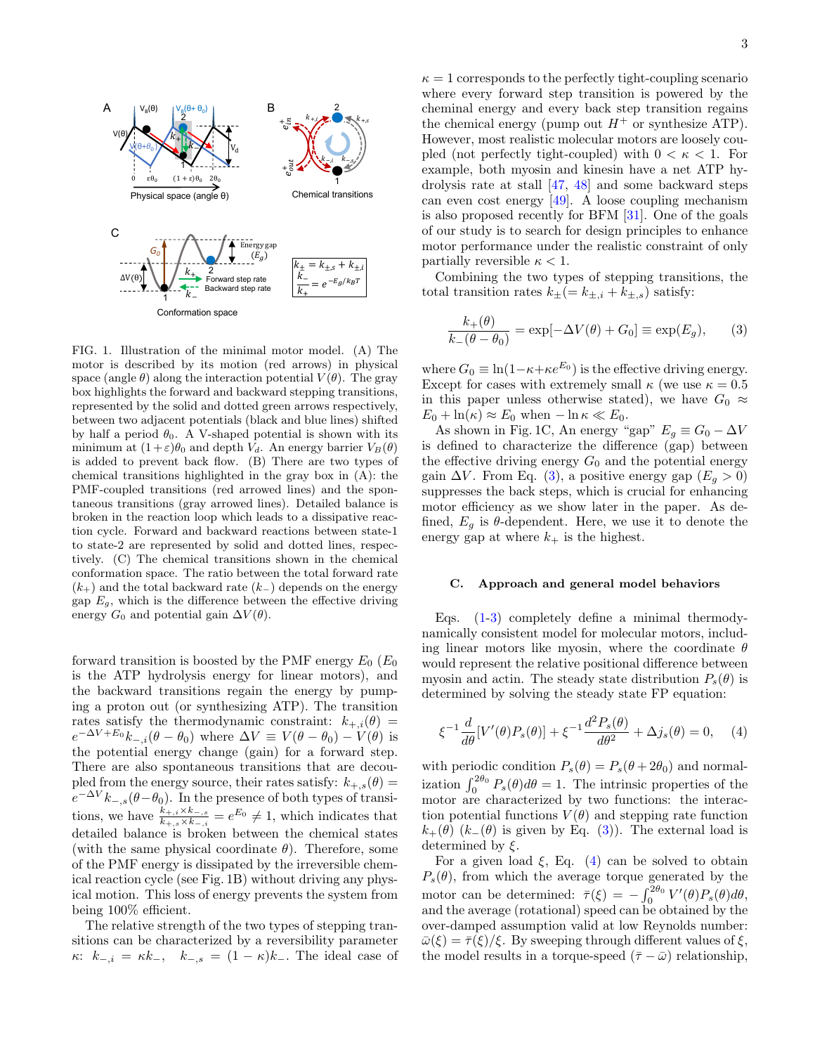FIG. 1. Illustration of the minimal motor model. (A) The motor is described by its motion (red arrows) in physical space (angle $\theta$) along the interaction potential $V(\theta)$. The gray box highlights the forward and backward stepping transitions, represented by the solid and dotted green arrows respectively, between two adjacent potentials (black and blue lines) shifted by half a period $\theta_0$. A V-shaped potential is shown with its minimum at $(1+\varepsilon)\theta_0$ and depth $V_d$. An energy barrier $V_B(\theta)$ is added to prevent back flow. (B) There are two types of chemical transitions highlighted in the gray box in (A): the PMF-coupled transitions (red arrowed lines) and the spontaneous transitions (gray arrowed lines). Detailed balance is broken in the reaction loop which leads to a dissipative reaction cycle. Forward and backward reactions between state-1 to state-2 are represented by solid and dotted lines, respectively. (C) The chemical transitions shown in the chemical conformation space. The ratio between the total forward rate ($k_+$) and the total backward rate ($k_-$) depends on the energy gap $E_g$, which is the difference between the effective driving energy $G_0$ and potential gain $\Delta V(\theta)$.

forward transition is boosted by the PMF energy $E_0$ ($E_0$ is the ATP hydrolysis energy for linear motors), and the backward transitions regain the energy by pumping a proton out (or synthesizing ATP). The transition rates satisfy the thermodynamic constraint: $k_{+,i}(\theta) = e^{-\Delta V + E_0} k_{-,i}(\theta - \theta_0)$ where $\Delta V \equiv V(\theta - \theta_0) - V(\theta)$ is the potential energy change (gain) for a forward step. There are also spontaneous transitions that are decoupled from the energy source, their rates satisfy: $k_{+,s}(\theta) = e^{-\Delta V} k_{-,s}(\theta - \theta_0)$. In the presence of both types of transitions, we have $\frac{k_{+,i} \times k_{-,s}}{k_{+,s} \times k_{-,i}} = e^{E_0} \neq 1$, which indicates that detailed balance is broken between the chemical states (with the same physical coordinate $\theta$). Therefore, some of the PMF energy is dissipated by the irreversible chemical reaction cycle (see Fig. 1B) without driving any physical motion. This loss of energy prevents the system from being 100% efficient.

The relative strength of the two types of stepping transitions can be characterized by a reversibility parameter $\kappa$: $k_{-,i} = \kappa k_-$, $k_{-,s} = (1-\kappa)k_-$. The ideal case of $\kappa = 1$ corresponds to the perfectly tight-coupling scenario where every forward step transition is powered by the cheminal energy and every back step transition regains the chemical energy (pump out $H^+$ or synthesize ATP). However, most realistic molecular motors are loosely coupled (not perfectly tight-coupled) with $0 < \kappa < 1$. For example, both myosin and kinesin have a net ATP hydrolysis rate at stall [47, 48] and some backward steps can even cost energy [49]. A loose coupling mechanism is also proposed recently for BFM [31]. One of the goals of our study is to search for design principles to enhance motor performance under the realistic constraint of only partially reversible $\kappa < 1$.

Combining the two types of stepping transitions, the total transition rates $k_\pm (= k_{\pm,i} + k_{\pm,s})$ satisfy:

$$\frac{k_+(\theta)}{k_-(\theta - \theta_0)} = \exp[-\Delta V(\theta) + G_0] \equiv \exp(E_g), \qquad (3)$$

where $G_0 \equiv \ln(1 - \kappa + \kappa e^{E_0})$ is the effective driving energy. Except for cases with extremely small $\kappa$ (we use $\kappa = 0.5$ in this paper unless otherwise stated), we have $G_0 \approx E_0 + \ln(\kappa) \approx E_0$ when $-\ln \kappa \ll E_0$.

As shown in Fig. 1C, An energy "gap" $E_g \equiv G_0 - \Delta V$ is defined to characterize the difference (gap) between the effective driving energy $G_0$ and the potential energy gain $\Delta V$. From Eq. (3), a positive energy gap ($E_g > 0$) suppresses the back steps, which is crucial for enhancing motor efficiency as we show later in the paper. As defined, $E_g$ is $\theta$-dependent. Here, we use it to denote the energy gap at where $k_+$ is the highest.

### C. Approach and general model behaviors

Eqs. (1-3) completely define a minimal thermodynamically consistent model for molecular motors, including linear motors like myosin, where the coordinate $\theta$ would represent the relative positional difference between myosin and actin. The steady state distribution $P_s(\theta)$ is determined by solving the steady state FP equation:

$$\xi^{-1} \frac{d}{d\theta}[V'(\theta) P_s(\theta)] + \xi^{-1} \frac{d^2 P_s(\theta)}{d\theta^2} + \Delta j_s(\theta) = 0, \qquad (4)$$

with periodic condition $P_s(\theta) = P_s(\theta + 2\theta_0)$ and normalization $\int_0^{2\theta_0} P_s(\theta) d\theta = 1$. The intrinsic properties of the motor are characterized by two functions: the interaction potential functions $V(\theta)$ and stepping rate function $k_+(\theta)$ ($k_-(\theta)$ is given by Eq. (3)). The external load is determined by $\xi$.

For a given load $\xi$, Eq. (4) can be solved to obtain $P_s(\theta)$, from which the average torque generated by the motor can be determined: $\bar{\tau}(\xi) = -\int_0^{2\theta_0} V'(\theta) P_s(\theta) d\theta$, and the average (rotational) speed can be obtained by the over-damped assumption valid at low Reynolds number: $\bar{\omega}(\xi) = \bar{\tau}(\xi)/\xi$. By sweeping through different values of $\xi$, the model results in a torque-speed ($\bar{\tau} - \bar{\omega}$) relationship,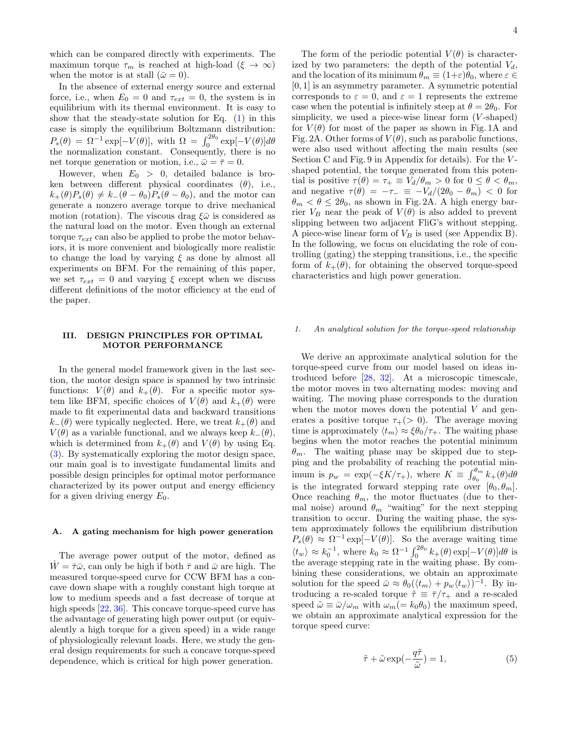which can be compared directly with experiments. The maximum torque $\tau_m$ is reached at high-load ($\xi \to \infty$) when the motor is at stall ($\bar{\omega} = 0$).

In the absence of external energy source and external force, i.e., when $E_0 = 0$ and $\tau_{ext} = 0$, the system is in equilibrium with its thermal environment. It is easy to show that the steady-state solution for Eq. (1) in this case is simply the equilibrium Boltzmann distribution: $P_s(\theta) = \Omega^{-1} \exp[-V(\theta)]$, with $\Omega = \int_0^{2\theta_0} \exp[-V(\theta)]d\theta$ the normalization constant. Consequently, there is no net torque generation or motion, i.e., $\bar{\omega} = \bar{\tau} = 0$.

However, when $E_0 > 0$, detailed balance is broken between different physical coordinates ($\theta$), i.e., $k_+(\theta)P_s(\theta) \neq k_-(\theta - \theta_0)P_s(\theta - \theta_0)$, and the motor can generate a nonzero average torque to drive mechanical motion (rotation). The viscous drag $\xi\bar{\omega}$ is considered as the natural load on the motor. Even though an external torque $\tau_{ext}$ can also be applied to probe the motor behaviors, it is more convenient and biologically more realistic to change the load by varying $\xi$ as done by almost all experiments on BFM. For the remaining of this paper, we set $\tau_{ext} = 0$ and varying $\xi$ except when we discuss different definitions of the motor efficiency at the end of the paper.

## III. DESIGN PRINCIPLES FOR OPTIMAL MOTOR PERFORMANCE

In the general model framework given in the last section, the motor design space is spanned by two intrinsic functions: $V(\theta)$ and $k_+(\theta)$. For a specific motor system like BFM, specific choices of $V(\theta)$ and $k_+(\theta)$ were made to fit experimental data and backward transitions $k_-(\theta)$ were typically neglected. Here, we treat $k_+(\theta)$ and $V(\theta)$ as a variable functional, and we always keep $k_-(\theta)$, which is determined from $k_+(\theta)$ and $V(\theta)$ by using Eq. (3). By systematically exploring the motor design space, our main goal is to investigate fundamental limits and possible design principles for optimal motor performance characterized by its power output and energy efficiency for a given driving energy $E_0$.

### A. A gating mechanism for high power generation

The average power output of the motor, defined as $\dot{W} = \bar{\tau}\bar{\omega}$, can only be high if both $\bar{\tau}$ and $\bar{\omega}$ are high. The measured torque-speed curve for CCW BFM has a concave down shape with a roughly constant high torque at low to medium speeds and a fast decrease of torque at high speeds [22, 36]. This concave torque-speed curve has the advantage of generating high power output (or equivalently a high torque for a given speed) in a wide range of physiologically relevant loads. Here, we study the general design requirements for such a concave torque-speed dependence, which is critical for high power generation.

The form of the periodic potential $V(\theta)$ is characterized by two parameters: the depth of the potential $V_d$, and the location of its minimum $\theta_m \equiv (1+\varepsilon)\theta_0$, where $\varepsilon \in [0, 1]$ is an asymmetry parameter. A symmetric potential corresponds to $\varepsilon = 0$, and $\varepsilon = 1$ represents the extreme case when the potential is infinitely steep at $\theta = 2\theta_0$. For simplicity, we used a piece-wise linear form ($V$-shaped) for $V(\theta)$ for most of the paper as shown in Fig. 1A and Fig. 2A. Other forms of $V(\theta)$, such as parabolic functions, were also used without affecting the main results (see Section C and Fig. 9 in Appendix for details). For the $V$-shaped potential, the torque generated from this potential is positive $\tau(\theta) = \tau_+ \equiv V_d/\theta_m > 0$ for $0 \leq \theta < \theta_m$, and negative $\tau(\theta) = -\tau_- \equiv -V_d/(2\theta_0 - \theta_m) < 0$ for $\theta_m < \theta \leq 2\theta_0$, as shown in Fig. 2A. A high energy barrier $V_B$ near the peak of $V(\theta)$ is also added to prevent slipping between two adjacent FliG's without stepping. A piece-wise linear form of $V_B$ is used (see Appendix B). In the following, we focus on elucidating the role of controlling (gating) the stepping transitions, i.e., the specific form of $k_+(\theta)$, for obtaining the observed torque-speed characteristics and high power generation.

#### 1. An analytical solution for the torque-speed relationship

We derive an approximate analytical solution for the torque-speed curve from our model based on ideas introduced before [28, 32]. At a microscopic timescale, the motor moves in two alternating modes: moving and waiting. The moving phase corresponds to the duration when the motor moves down the potential $V$ and generates a positive torque $\tau_+ (> 0)$. The average moving time is approximately $\langle t_m \rangle \approx \xi\theta_0/\tau_+$. The waiting phase begins when the motor reaches the potential minimum $\theta_m$. The waiting phase may be skipped due to stepping and the probability of reaching the potential minimum is $p_w = \exp(-\xi K/\tau_+)$, where $K \equiv \int_{\theta_0}^{\theta_m} k_+(\theta)d\theta$ is the integrated forward stepping rate over $[\theta_0, \theta_m]$. Once reaching $\theta_m$, the motor fluctuates (due to thermal noise) around $\theta_m$ "waiting" for the next stepping transition to occur. During the waiting phase, the system approximately follows the equilibrium distribution $P_s(\theta) \approx \Omega^{-1} \exp[-V(\theta)]$. So the average waiting time $\langle t_w \rangle \approx k_0^{-1}$, where $k_0 \approx \Omega^{-1} \int_0^{2\theta_0} k_+(\theta) \exp[-V(\theta)]d\theta$ is the average stepping rate in the waiting phase. By combining these considerations, we obtain an approximate solution for the speed $\bar{\omega} \approx \theta_0(\langle t_m \rangle + p_w\langle t_w \rangle)^{-1}$. By introducing a re-scaled torque $\tilde{\tau} \equiv \bar{\tau}/\tau_+$ and a re-scaled speed $\tilde{\omega} \equiv \bar{\omega}/\omega_m$ with $\omega_m (= k_0\theta_0)$ the maximum speed, we obtain an approximate analytical expression for the torque speed curve:

$$\tilde{\tau} + \tilde{\omega} \exp(-\frac{q\tilde{\tau}}{\tilde{\omega}}) = 1, \tag{5}$$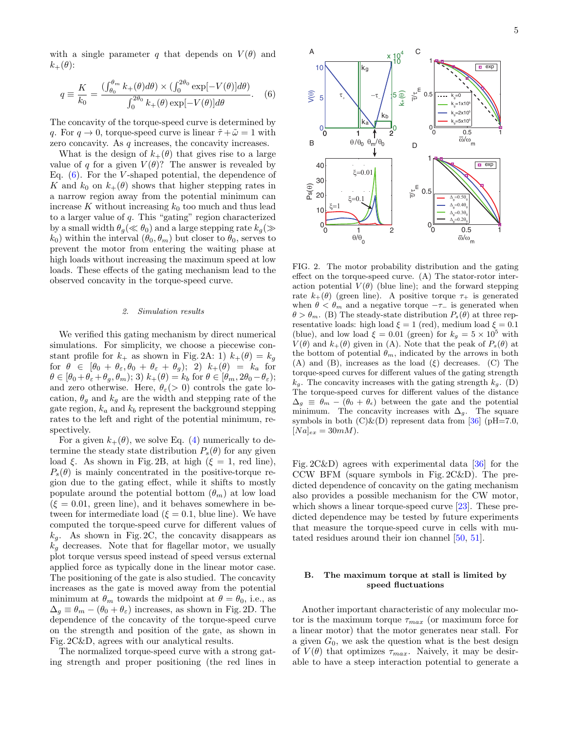with a single parameter $q$ that depends on $V(\theta)$ and $k_+(\theta)$:

$$q \equiv \frac{K}{k_0} = \frac{(\int_{\theta_0}^{\theta_m} k_+(\theta)d\theta) \times (\int_0^{2\theta_0} \exp[-V(\theta)]d\theta)}{\int_0^{2\theta_0} k_+(\theta)\exp[-V(\theta)]d\theta}. \quad (6)$$

The concavity of the torque-speed curve is determined by $q$. For $q \to 0$, torque-speed curve is linear $\tilde{\tau} + \tilde{\omega} = 1$ with zero concavity. As $q$ increases, the concavity increases.

What is the design of $k_+(\theta)$ that gives rise to a large value of $q$ for a given $V(\theta)$? The answer is revealed by Eq. (6). For the $V$-shaped potential, the dependence of $K$ and $k_0$ on $k_+(\theta)$ shows that higher stepping rates in a narrow region away from the potential minimum can increase $K$ without increasing $k_0$ too much and thus lead to a larger value of $q$. This "gating" region characterized by a small width $\theta_g(\ll \theta_0)$ and a large stepping rate $k_g(\gg k_0)$ within the interval $(\theta_0, \theta_m)$ but closer to $\theta_0$, serves to prevent the motor from entering the waiting phase at high loads without increasing the maximum speed at low loads. These effects of the gating mechanism lead to the observed concavity in the torque-speed curve.

### 2. Simulation results

We verified this gating mechanism by direct numerical simulations. For simplicity, we choose a piecewise constant profile for $k_+$ as shown in Fig. 2A: 1) $k_+(\theta) = k_g$ for $\theta \in [\theta_0 + \theta_\varepsilon, \theta_0 + \theta_\varepsilon + \theta_g)$; 2) $k_+(\theta) = k_a$ for $\theta \in [\theta_0 + \theta_\varepsilon + \theta_g, \theta_m)$; 3) $k_+(\theta) = k_b$ for $\theta \in [\theta_m, 2\theta_0 - \theta_\varepsilon)$; and zero otherwise. Here, $\theta_\varepsilon(> 0)$ controls the gate location, $\theta_g$ and $k_g$ are the width and stepping rate of the gate region, $k_a$ and $k_b$ represent the background stepping rates to the left and right of the potential minimum, respectively.

For a given $k_+(\theta)$, we solve Eq. (4) numerically to determine the steady state distribution $P_s(\theta)$ for any given load $\xi$. As shown in Fig. 2B, at high ($\xi = 1$, red line), $P_s(\theta)$ is mainly concentrated in the positive-torque region due to the gating effect, while it shifts to mostly populate around the potential bottom ($\theta_m$) at low load ($\xi = 0.01$, green line), and it behaves somewhere in between for intermediate load ($\xi = 0.1$, blue line). We have computed the torque-speed curve for different values of $k_g$. As shown in Fig. 2C, the concavity disappears as $k_g$ decreases. Note that for flagellar motor, we usually plot torque versus speed instead of speed versus external applied force as typically done in the linear motor case. The positioning of the gate is also studied. The concavity increases as the gate is moved away from the potential minimum at $\theta_m$ towards the midpoint at $\theta = \theta_0$, i.e., as $\Delta_g \equiv \theta_m - (\theta_0 + \theta_\varepsilon)$ increases, as shown in Fig. 2D. The dependence of the concavity of the torque-speed curve on the strength and position of the gate, as shown in Fig. 2C&D, agrees with our analytical results.

The normalized torque-speed curve with a strong gating strength and proper positioning (the red lines in Fig. 2C&D) agrees with experimental data [36] for the CCW BFM (square symbols in Fig. 2C&D). The predicted dependence of concavity on the gating mechanism also provides a possible mechanism for the CW motor, which shows a linear torque-speed curve [23]. These predicted dependence may be tested by future experiments that measure the torque-speed curve in cells with mutated residues around their ion channel [50, 51].

FIG. 2. The motor probability distribution and the gating effect on the torque-speed curve. (A) The stator-rotor interaction potential $V(\theta)$ (blue line); and the forward stepping rate $k_+(\theta)$ (green line). A positive torque $\tau_+$ is generated when $\theta < \theta_m$ and a negative torque $-\tau_-$ is generated when $\theta > \theta_m$. (B) The steady-state distribution $P_s(\theta)$ at three representative loads: high load $\xi = 1$ (red), medium load $\xi = 0.1$ (blue), and low load $\xi = 0.01$ (green) for $k_g = 5 \times 10^5$ with $V(\theta)$ and $k_+(\theta)$ given in (A). Note that the peak of $P_s(\theta)$ at the bottom of potential $\theta_m$, indicated by the arrows in both (A) and (B), increases as the load ($\xi$) decreases. (C) The torque-speed curves for different values of the gating strength $k_g$. The concavity increases with the gating strength $k_g$. (D) The torque-speed curves for different values of the distance $\Delta_g \equiv \theta_m - (\theta_0 + \theta_\epsilon)$ between the gate and the potential minimum. The concavity increases with $\Delta_g$. The square symbols in both (C)&(D) represent data from [36] (pH=7.0, $[Na]_{ex} = 30mM$).

## B. The maximum torque at stall is limited by speed fluctuations

Another important characteristic of any molecular motor is the maximum torque $\tau_{max}$ (or maximum force for a linear motor) that the motor generates near stall. For a given $G_0$, we ask the question what is the best design of $V(\theta)$ that optimizes $\tau_{max}$. Naively, it may be desirable to have a steep interaction potential to generate a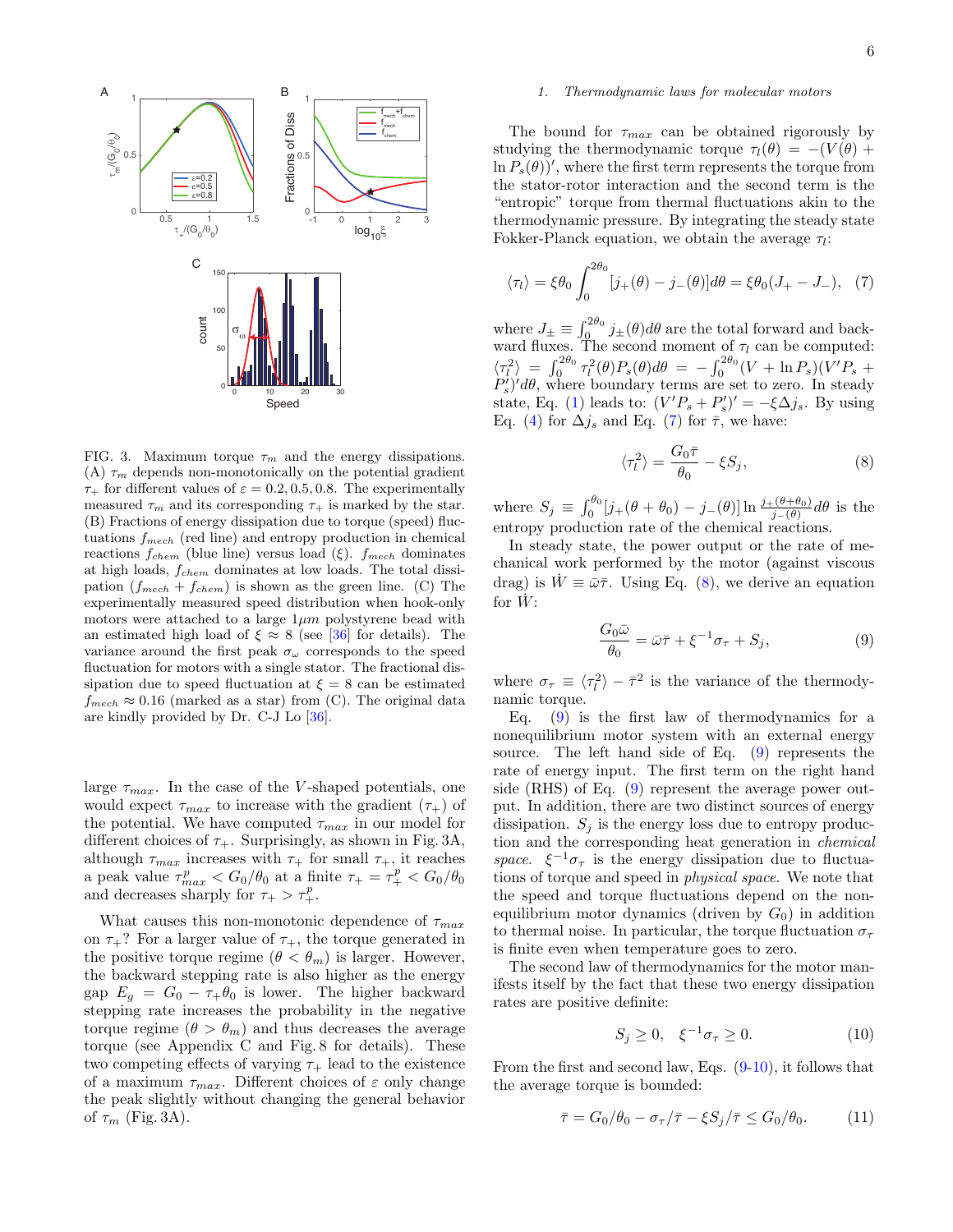FIG. 3. Maximum torque $\tau_m$ and the energy dissipations. (A) $\tau_m$ depends non-monotonically on the potential gradient $\tau_+$ for different values of $\varepsilon = 0.2, 0.5, 0.8$. The experimentally measured $\tau_m$ and its corresponding $\tau_+$ is marked by the star. (B) Fractions of energy dissipation due to torque (speed) fluctuations $f_{mech}$ (red line) and entropy production in chemical reactions $f_{chem}$ (blue line) versus load ($\xi$). $f_{mech}$ dominates at high loads, $f_{chem}$ dominates at low loads. The total dissipation ($f_{mech} + f_{chem}$) is shown as the green line. (C) The experimentally measured speed distribution when hook-only motors were attached to a large $1\mu m$ polystyrene bead with an estimated high load of $\xi \approx 8$ (see [36] for details). The variance around the first peak $\sigma_\omega$ corresponds to the speed fluctuation for motors with a single stator. The fractional dissipation due to speed fluctuation at $\xi = 8$ can be estimated $f_{mech} \approx 0.16$ (marked as a star) from (C). The original data are kindly provided by Dr. C-J Lo [36].

large $\tau_{max}$. In the case of the $V$-shaped potentials, one would expect $\tau_{max}$ to increase with the gradient ($\tau_+$) of the potential. We have computed $\tau_{max}$ in our model for different choices of $\tau_+$. Surprisingly, as shown in Fig. 3A, although $\tau_{max}$ increases with $\tau_+$ for small $\tau_+$, it reaches a peak value $\tau^p_{max} < G_0/\theta_0$ at a finite $\tau_+ = \tau^p_+ < G_0/\theta_0$ and decreases sharply for $\tau_+ > \tau^p_+$.

What causes this non-monotonic dependence of $\tau_{max}$ on $\tau_+$? For a larger value of $\tau_+$, the torque generated in the positive torque regime ($\theta < \theta_m$) is larger. However, the backward stepping rate is also higher as the energy gap $E_g = G_0 - \tau_+\theta_0$ is lower. The higher backward stepping rate increases the probability in the negative torque regime ($\theta > \theta_m$) and thus decreases the average torque (see Appendix C and Fig. 8 for details). These two competing effects of varying $\tau_+$ lead to the existence of a maximum $\tau_{max}$. Different choices of $\varepsilon$ only change the peak slightly without changing the general behavior of $\tau_m$ (Fig. 3A).

### 1. Thermodynamic laws for molecular motors

The bound for $\tau_{max}$ can be obtained rigorously by studying the thermodynamic torque $\tau_l(\theta) = -(V(\theta) + \ln P_s(\theta))'$, where the first term represents the torque from the stator-rotor interaction and the second term is the "entropic" torque from thermal fluctuations akin to the thermodynamic pressure. By integrating the steady state Fokker-Planck equation, we obtain the average $\tau_l$:

$$\langle \tau_l \rangle = \xi\theta_0 \int_0^{2\theta_0} [j_+(\theta) - j_-(\theta)]d\theta = \xi\theta_0(J_+ - J_-), \quad (7)$$

where $J_\pm \equiv \int_0^{2\theta_0} j_\pm(\theta)d\theta$ are the total forward and backward fluxes. The second moment of $\tau_l$ can be computed: $\langle \tau_l^2 \rangle = \int_0^{2\theta_0} \tau_l^2(\theta)P_s(\theta)d\theta = -\int_0^{2\theta_0}(V + \ln P_s)(V'P_s + P_s')'d\theta$, where boundary terms are set to zero. In steady state, Eq. (1) leads to: $(V'P_s + P_s')' = -\xi\Delta j_s$. By using Eq. (4) for $\Delta j_s$ and Eq. (7) for $\bar{\tau}$, we have:

$$\langle \tau_l^2 \rangle = \frac{G_0\bar{\tau}}{\theta_0} - \xi S_j, \quad (8)$$

where $S_j \equiv \int_0^{\theta_0}[j_+(\theta + \theta_0) - j_-(\theta)] \ln \frac{j_+(\theta+\theta_0)}{j_-(\theta)}d\theta$ is the entropy production rate of the chemical reactions.

In steady state, the power output or the rate of mechanical work performed by the motor (against viscous drag) is $\dot{W} \equiv \bar{\omega}\bar{\tau}$. Using Eq. (8), we derive an equation for $\dot{W}$:

$$\frac{G_0\bar{\omega}}{\theta_0} = \bar{\omega}\bar{\tau} + \xi^{-1}\sigma_\tau + S_j, \quad (9)$$

where $\sigma_\tau \equiv \langle \tau_l^2 \rangle - \bar{\tau}^2$ is the variance of the thermodynamic torque.

Eq. (9) is the first law of thermodynamics for a nonequilibrium motor system with an external energy source. The left hand side of Eq. (9) represents the rate of energy input. The first term on the right hand side (RHS) of Eq. (9) represent the average power output. In addition, there are two distinct sources of energy dissipation. $S_j$ is the energy loss due to entropy production and the corresponding heat generation in *chemical space*. $\xi^{-1}\sigma_\tau$ is the energy dissipation due to fluctuations of torque and speed in *physical space*. We note that the speed and torque fluctuations depend on the nonequilibrium motor dynamics (driven by $G_0$) in addition to thermal noise. In particular, the torque fluctuation $\sigma_\tau$ is finite even when temperature goes to zero.

The second law of thermodynamics for the motor manifests itself by the fact that these two energy dissipation rates are positive definite:

$$S_j \geq 0, \quad \xi^{-1}\sigma_\tau \geq 0. \quad (10)$$

From the first and second law, Eqs. (9-10), it follows that the average torque is bounded:

$$\bar{\tau} = G_0/\theta_0 - \sigma_\tau/\bar{\tau} - \xi S_j/\bar{\tau} \leq G_0/\theta_0. \quad (11)$$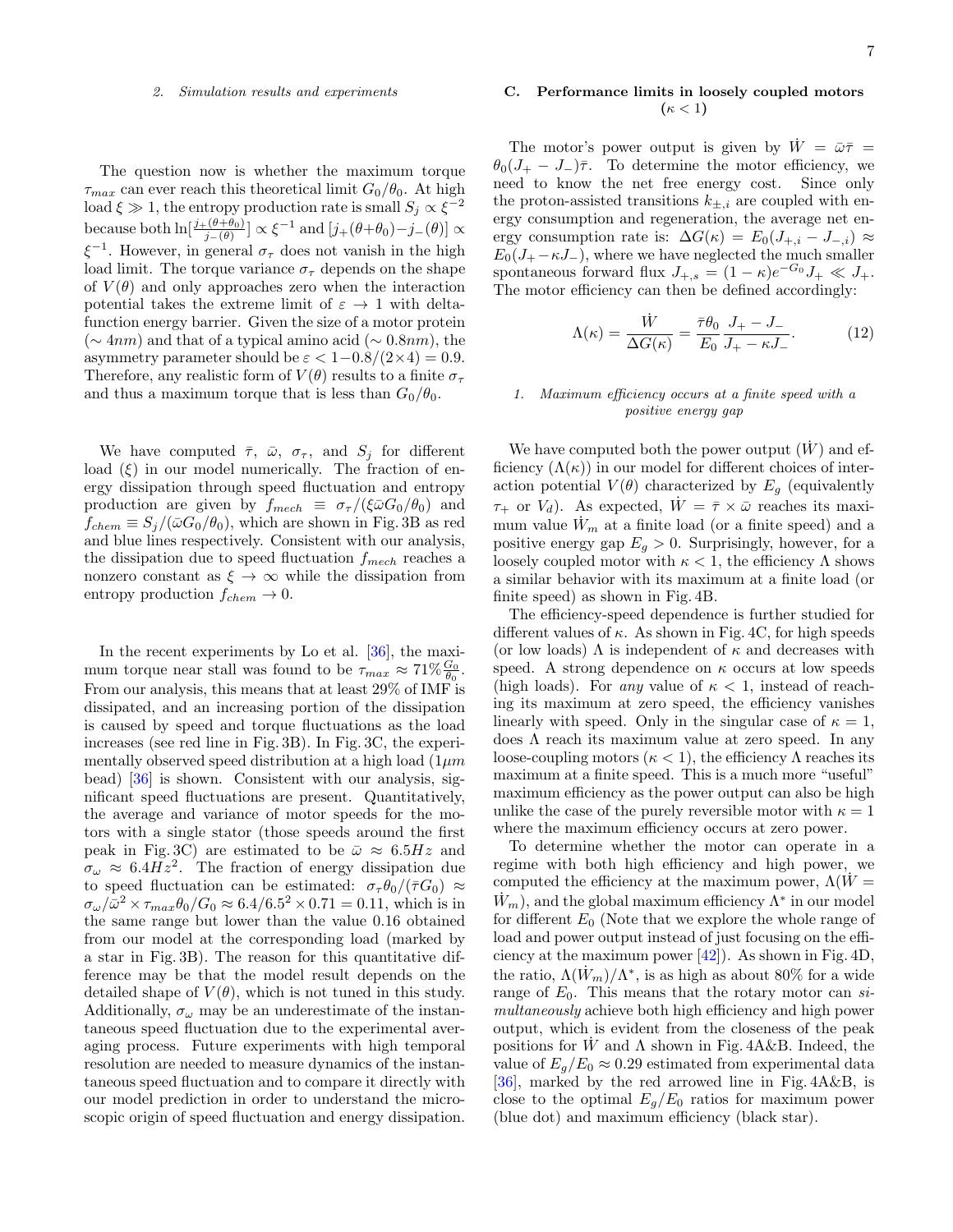#### 2. Simulation results and experiments

The question now is whether the maximum torque $\tau_{max}$ can ever reach this theoretical limit $G_0/\theta_0$. At high load $\xi \gg 1$, the entropy production rate is small $S_j \propto \xi^{-2}$ because both $\ln[\frac{j_+(\theta+\theta_0)}{j_-(\theta)}] \propto \xi^{-1}$ and $[j_+(\theta+\theta_0) - j_-(\theta)] \propto \xi^{-1}$. However, in general $\sigma_\tau$ does not vanish in the high load limit. The torque variance $\sigma_\tau$ depends on the shape of $V(\theta)$ and only approaches zero when the interaction potential takes the extreme limit of $\varepsilon \to 1$ with delta-function energy barrier. Given the size of a motor protein ($\sim 4nm$) and that of a typical amino acid ($\sim 0.8nm$), the asymmetry parameter should be $\varepsilon < 1 - 0.8/(2\times 4) = 0.9$. Therefore, any realistic form of $V(\theta)$ results to a finite $\sigma_\tau$ and thus a maximum torque that is less than $G_0/\theta_0$.

We have computed $\bar{\tau}$, $\bar{\omega}$, $\sigma_\tau$, and $S_j$ for different load ($\xi$) in our model numerically. The fraction of energy dissipation through speed fluctuation and entropy production are given by $f_{mech} \equiv \sigma_\tau/(\xi\bar{\omega}G_0/\theta_0)$ and $f_{chem} \equiv S_j/(\bar{\omega}G_0/\theta_0)$, which are shown in Fig. 3B as red and blue lines respectively. Consistent with our analysis, the dissipation due to speed fluctuation $f_{mech}$ reaches a nonzero constant as $\xi \to \infty$ while the dissipation from entropy production $f_{chem} \to 0$.

In the recent experiments by Lo et al. [36], the maximum torque near stall was found to be $\tau_{max} \approx 71\% \frac{G_0}{\theta_0}$. From our analysis, this means that at least 29% of IMF is dissipated, and an increasing portion of the dissipation is caused by speed and torque fluctuations as the load increases (see red line in Fig. 3B). In Fig. 3C, the experimentally observed speed distribution at a high load ($1\mu m$ bead) [36] is shown. Consistent with our analysis, significant speed fluctuations are present. Quantitatively, the average and variance of motor speeds for the motors with a single stator (those speeds around the first peak in Fig. 3C) are estimated to be $\bar{\omega} \approx 6.5Hz$ and $\sigma_\omega \approx 6.4Hz^2$. The fraction of energy dissipation due to speed fluctuation can be estimated: $\sigma_\tau\theta_0/(\bar{\tau}G_0) \approx \sigma_\omega/\bar{\omega}^2 \times \tau_{max}\theta_0/G_0 \approx 6.4/6.5^2 \times 0.71 = 0.11$, which is in the same range but lower than the value 0.16 obtained from our model at the corresponding load (marked by a star in Fig. 3B). The reason for this quantitative difference may be that the model result depends on the detailed shape of $V(\theta)$, which is not tuned in this study. Additionally, $\sigma_\omega$ may be an underestimate of the instantaneous speed fluctuation due to the experimental averaging process. Future experiments with high temporal resolution are needed to measure dynamics of the instantaneous speed fluctuation and to compare it directly with our model prediction in order to understand the microscopic origin of speed fluctuation and energy dissipation.

### C. Performance limits in loosely coupled motors ($\kappa < 1$)

The motor's power output is given by $\dot{W} = \bar{\omega}\bar{\tau} = \theta_0(J_+ - J_-)\bar{\tau}$. To determine the motor efficiency, we need to know the net free energy cost. Since only the proton-assisted transitions $k_{\pm,i}$ are coupled with energy consumption and regeneration, the average net energy consumption rate is: $\Delta G(\kappa) = E_0(J_{+,i} - J_{-,i}) \approx E_0(J_+ - \kappa J_-)$, where we have neglected the much smaller spontaneous forward flux $J_{+,s} = (1-\kappa)e^{-G_0}J_+ \ll J_+$. The motor efficiency can then be defined accordingly:

$$\Lambda(\kappa) = \frac{\dot{W}}{\Delta G(\kappa)} = \frac{\bar{\tau}\theta_0}{E_0}\frac{J_+ - J_-}{J_+ - \kappa J_-}. \tag{12}$$

#### 1. Maximum efficiency occurs at a finite speed with a positive energy gap

We have computed both the power output ($\dot{W}$) and efficiency ($\Lambda(\kappa)$) in our model for different choices of interaction potential $V(\theta)$ characterized by $E_g$ (equivalently $\tau_+$ or $V_d$). As expected, $\dot{W} = \bar{\tau} \times \bar{\omega}$ reaches its maximum value $\dot{W}_m$ at a finite load (or a finite speed) and a positive energy gap $E_g > 0$. Surprisingly, however, for a loosely coupled motor with $\kappa < 1$, the efficiency $\Lambda$ shows a similar behavior with its maximum at a finite load (or finite speed) as shown in Fig. 4B.

The efficiency-speed dependence is further studied for different values of $\kappa$. As shown in Fig. 4C, for high speeds (or low loads) $\Lambda$ is independent of $\kappa$ and decreases with speed. A strong dependence on $\kappa$ occurs at low speeds (high loads). For *any* value of $\kappa < 1$, instead of reaching its maximum at zero speed, the efficiency vanishes linearly with speed. Only in the singular case of $\kappa = 1$, does $\Lambda$ reach its maximum value at zero speed. In any loose-coupling motors ($\kappa < 1$), the efficiency $\Lambda$ reaches its maximum at a finite speed. This is a much more "useful" maximum efficiency as the power output can also be high unlike the case of the purely reversible motor with $\kappa = 1$ where the maximum efficiency occurs at zero power.

To determine whether the motor can operate in a regime with both high efficiency and high power, we computed the efficiency at the maximum power, $\Lambda(\dot{W} = \dot{W}_m)$, and the global maximum efficiency $\Lambda^*$ in our model for different $E_0$ (Note that we explore the whole range of load and power output instead of just focusing on the efficiency at the maximum power [42]). As shown in Fig. 4D, the ratio, $\Lambda(\dot{W}_m)/\Lambda^*$, is as high as about 80% for a wide range of $E_0$. This means that the rotary motor can *simultaneously* achieve both high efficiency and high power output, which is evident from the closeness of the peak positions for $\dot{W}$ and $\Lambda$ shown in Fig. 4A&B. Indeed, the value of $E_g/E_0 \approx 0.29$ estimated from experimental data [36], marked by the red arrowed line in Fig. 4A&B, is close to the optimal $E_g/E_0$ ratios for maximum power (blue dot) and maximum efficiency (black star).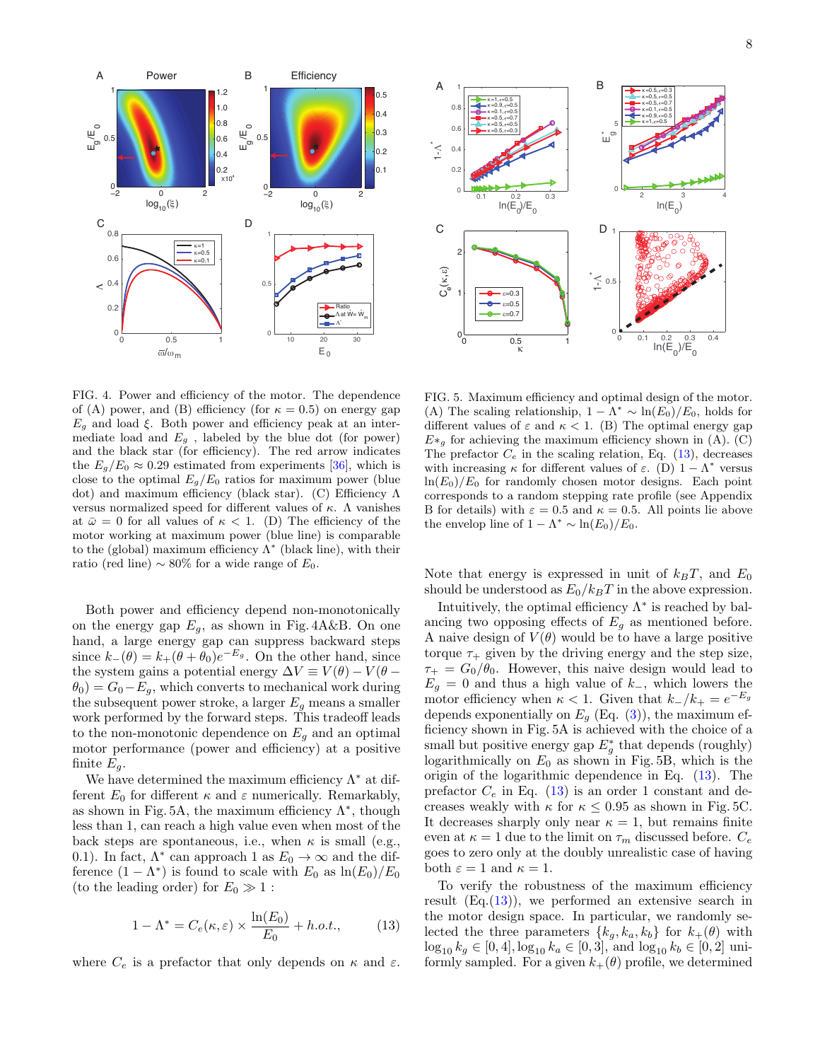FIG. 4. Power and efficiency of the motor. The dependence of (A) power, and (B) efficiency (for $\kappa = 0.5$) on energy gap $E_g$ and load $\xi$. Both power and efficiency peak at an intermediate load and $E_g$ , labeled by the blue dot (for power) and the black star (for efficiency). The red arrow indicates the $E_g/E_0 \approx 0.29$ estimated from experiments [36], which is close to the optimal $E_g/E_0$ ratios for maximum power (blue dot) and maximum efficiency (black star). (C) Efficiency $\Lambda$ versus normalized speed for different values of $\kappa$. $\Lambda$ vanishes at $\bar{\omega} = 0$ for all values of $\kappa < 1$. (D) The efficiency of the motor working at maximum power (blue line) is comparable to the (global) maximum efficiency $\Lambda^*$ (black line), with their ratio (red line) $\sim 80\%$ for a wide range of $E_0$.

FIG. 5. Maximum efficiency and optimal design of the motor. (A) The scaling relationship, $1 - \Lambda^* \sim \ln(E_0)/E_0$, holds for different values of $\varepsilon$ and $\kappa < 1$. (B) The optimal energy gap $E*_g$ for achieving the maximum efficiency shown in (A). (C) The prefactor $C_e$ in the scaling relation, Eq. (13), decreases with increasing $\kappa$ for different values of $\varepsilon$. (D) $1 - \Lambda^*$ versus $\ln(E_0)/E_0$ for randomly chosen motor designs. Each point corresponds to a random stepping rate profile (see Appendix B for details) with $\varepsilon = 0.5$ and $\kappa = 0.5$. All points lie above the envelop line of $1 - \Lambda^* \sim \ln(E_0)/E_0$.

Both power and efficiency depend non-monotonically on the energy gap $E_g$, as shown in Fig. 4A&B. On one hand, a large energy gap can suppress backward steps since $k_-(\theta) = k_+(\theta + \theta_0)e^{-E_g}$. On the other hand, since the system gains a potential energy $\Delta V \equiv V(\theta) - V(\theta - \theta_0) = G_0 - E_g$, which converts to mechanical work during the subsequent power stroke, a larger $E_g$ means a smaller work performed by the forward steps. This tradeoff leads to the non-monotonic dependence on $E_g$ and an optimal motor performance (power and efficiency) at a positive finite $E_g$.

We have determined the maximum efficiency $\Lambda^*$ at different $E_0$ for different $\kappa$ and $\varepsilon$ numerically. Remarkably, as shown in Fig. 5A, the maximum efficiency $\Lambda^*$, though less than 1, can reach a high value even when most of the back steps are spontaneous, i.e., when $\kappa$ is small (e.g., 0.1). In fact, $\Lambda^*$ can approach 1 as $E_0 \to \infty$ and the difference $(1 - \Lambda^*)$ is found to scale with $E_0$ as $\ln(E_0)/E_0$ (to the leading order) for $E_0 \gg 1$ :

$$1 - \Lambda^* = C_e(\kappa, \varepsilon) \times \frac{\ln(E_0)}{E_0} + h.o.t., \qquad (13)$$

where $C_e$ is a prefactor that only depends on $\kappa$ and $\varepsilon$. Note that energy is expressed in unit of $k_BT$, and $E_0$ should be understood as $E_0/k_BT$ in the above expression.

Intuitively, the optimal efficiency $\Lambda^*$ is reached by balancing two opposing effects of $E_g$ as mentioned before. A naive design of $V(\theta)$ would be to have a large positive torque $\tau_+$ given by the driving energy and the step size, $\tau_+ = G_0/\theta_0$. However, this naive design would lead to $E_g = 0$ and thus a high value of $k_-$, which lowers the motor efficiency when $\kappa < 1$. Given that $k_-/k_+ = e^{-E_g}$ depends exponentially on $E_g$ (Eq. (3)), the maximum efficiency shown in Fig. 5A is achieved with the choice of a small but positive energy gap $E_g^*$ that depends (roughly) logarithmically on $E_0$ as shown in Fig. 5B, which is the origin of the logarithmic dependence in Eq. (13). The prefactor $C_e$ in Eq. (13) is an order 1 constant and decreases weakly with $\kappa$ for $\kappa \leq 0.95$ as shown in Fig. 5C. It decreases sharply only near $\kappa = 1$, but remains finite even at $\kappa = 1$ due to the limit on $\tau_m$ discussed before. $C_e$ goes to zero only at the doubly unrealistic case of having both $\varepsilon = 1$ and $\kappa = 1$.

To verify the robustness of the maximum efficiency result (Eq.(13)), we performed an extensive search in the motor design space. In particular, we randomly selected the three parameters $\{k_g, k_a, k_b\}$ for $k_+(\theta)$ with $\log_{10} k_g \in [0, 4], \log_{10} k_a \in [0, 3]$, and $\log_{10} k_b \in [0, 2]$ uniformly sampled. For a given $k_+(\theta)$ profile, we determined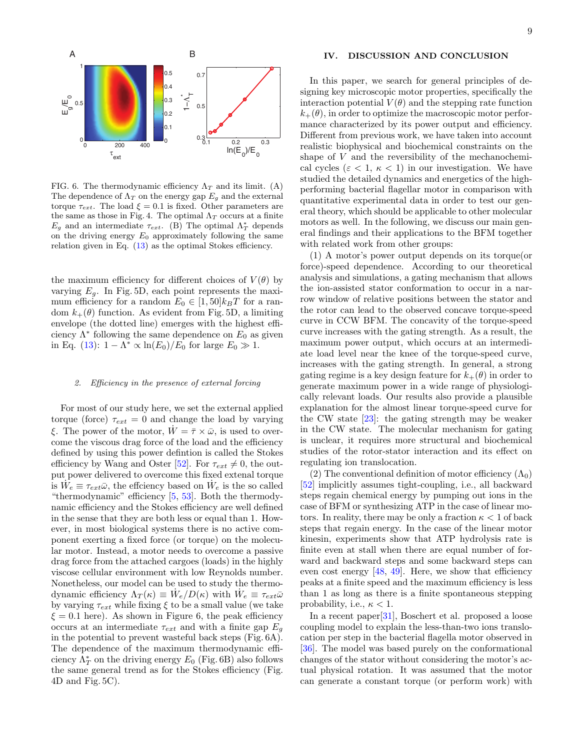FIG. 6. The thermodynamic efficiency $\Lambda_T$ and its limit. (A) The dependence of $\Lambda_T$ on the energy gap $E_g$ and the external torque $\tau_{ext}$. The load $\xi = 0.1$ is fixed. Other parameters are the same as those in Fig. 4. The optimal $\Lambda_T$ occurs at a finite $E_g$ and an intermediate $\tau_{ext}$. (B) The optimal $\Lambda_T^*$ depends on the driving energy $E_0$ approximately following the same relation given in Eq. (13) as the optimal Stokes efficiency.

the maximum efficiency for different choices of $V(\theta)$ by varying $E_g$. In Fig. 5D, each point represents the maximum efficiency for a random $E_0 \in [1, 50]k_BT$ for a random $k_+(\theta)$ function. As evident from Fig. 5D, a limiting envelope (the dotted line) emerges with the highest efficiency $\Lambda^*$ following the same dependence on $E_0$ as given in Eq. (13): $1 - \Lambda^* \propto \ln(E_0)/E_0$ for large $E_0 \gg 1$.

#### 2. Efficiency in the presence of external forcing

For most of our study here, we set the external applied torque (force) $\tau_{ext} = 0$ and change the load by varying $\xi$. The power of the motor, $\dot{W} = \bar{\tau} \times \bar{\omega}$, is used to overcome the viscous drag force of the load and the efficiency defined by using this power defintion is called the Stokes efficiency by Wang and Oster [52]. For $\tau_{ext} \neq 0$, the output power delivered to overcome this fixed extenal torque is $\dot{W}_e \equiv \tau_{ext}\bar{\omega}$, the effciency based on $\dot{W}_e$ is the so called "thermodynamic" efficiency [5, 53]. Both the thermodynamic efficiency and the Stokes efficiency are well defined in the sense that they are both less or equal than 1. However, in most biological systems there is no active component exerting a fixed force (or torque) on the molecular motor. Instead, a motor needs to overcome a passive drag force from the attached cargoes (loads) in the highly viscose cellular environment with low Reynolds number. Nonetheless, our model can be used to study the thermodynamic efficiency $\Lambda_T(\kappa) \equiv \dot{W}_e/D(\kappa)$ with $\dot{W}_e \equiv \tau_{ext}\bar{\omega}$ by varying $\tau_{ext}$ while fixing $\xi$ to be a small value (we take $\xi = 0.1$ here). As shown in Figure 6, the peak efficiency occurs at an intermediate $\tau_{ext}$ and with a finite gap $E_g$ in the potential to prevent wasteful back steps (Fig. 6A). The dependence of the maximum thermodynamic efficiency $\Lambda_T^*$ on the driving energy $E_0$ (Fig. 6B) also follows the same general trend as for the Stokes efficiency (Fig. 4D and Fig. 5C).

## IV. DISCUSSION AND CONCLUSION

In this paper, we search for general principles of designing key microscopic motor properties, specifically the interaction potential $V(\theta)$ and the stepping rate function $k_+(\theta)$, in order to optimize the macroscopic motor performance characterized by its power output and efficiency. Different from previous work, we have taken into account realistic biophysical and biochemical constraints on the shape of $V$ and the reversibility of the mechanochemical cycles ($\varepsilon < 1$, $\kappa < 1$) in our investigation. We have studied the detailed dynamics and energetics of the high-performing bacterial flagellar motor in comparison with quantitative experimental data in order to test our general theory, which should be applicable to other molecular motors as well. In the following, we discuss our main general findings and their applications to the BFM together with related work from other groups:

(1) A motor's power output depends on its torque(or force)-speed dependence. According to our theoretical analysis and simulations, a gating mechanism that allows the ion-assisted stator conformation to occur in a narrow window of relative positions between the stator and the rotor can lead to the observed concave torque-speed curve in CCW BFM. The concavity of the torque-speed curve increases with the gating strength. As a result, the maximum power output, which occurs at an intermediate load level near the knee of the torque-speed curve, increases with the gating strength. In general, a strong gating regime is a key design feature for $k_+(\theta)$ in order to generate maximum power in a wide range of physiologically relevant loads. Our results also provide a plausible explanation for the almost linear torque-speed curve for the CW state [23]: the gating strength may be weaker in the CW state. The molecular mechanism for gating is unclear, it requires more structural and biochemical studies of the rotor-stator interaction and its effect on regulating ion translocation.

(2) The conventional definition of motor efficiency ($\Lambda_0$) [52] implicitly assumes tight-coupling, i.e., all backward steps regain chemical energy by pumping out ions in the case of BFM or synthesizing ATP in the case of linear motors. In reality, there may be only a fraction $\kappa < 1$ of back steps that regain energy. In the case of the linear motor kinesin, experiments show that ATP hydrolysis rate is finite even at stall when there are equal number of forward and backward steps and some backward steps can even cost energy [48, 49]. Here, we show that efficiency peaks at a finite speed and the maximum efficiency is less than 1 as long as there is a finite spontaneous stepping probability, i.e., $\kappa < 1$.

In a recent paper[31], Boschert et al. proposed a loose coupling model to explain the less-than-two ions translocation per step in the bacterial flagella motor observed in [36]. The model was based purely on the conformational changes of the stator without considering the motor's actual physical rotation. It was assumed that the motor can generate a constant torque (or perform work) with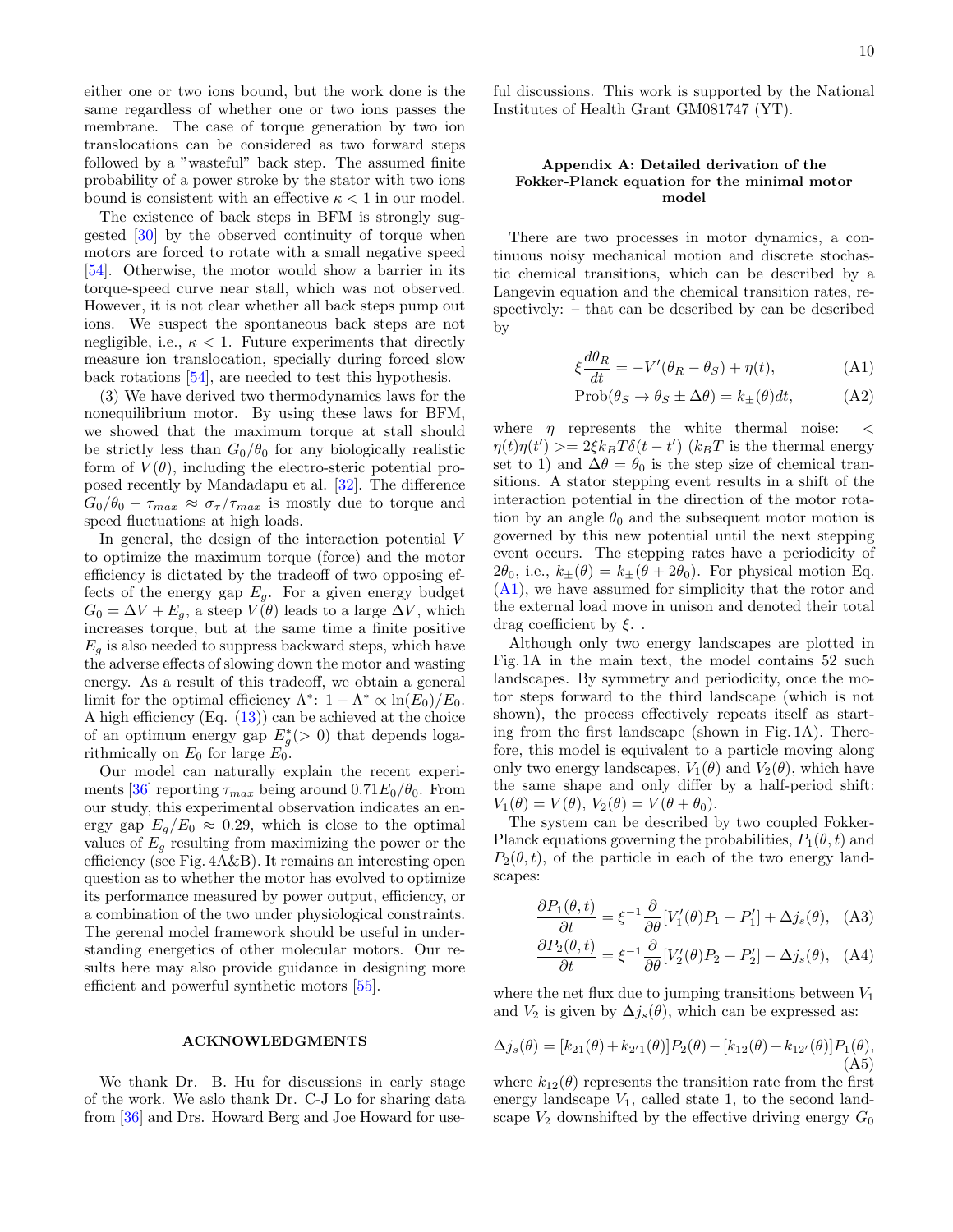either one or two ions bound, but the work done is the same regardless of whether one or two ions passes the membrane. The case of torque generation by two ion translocations can be considered as two forward steps followed by a "wasteful" back step. The assumed finite probability of a power stroke by the stator with two ions bound is consistent with an effective $\kappa < 1$ in our model.

The existence of back steps in BFM is strongly suggested [30] by the observed continuity of torque when motors are forced to rotate with a small negative speed [54]. Otherwise, the motor would show a barrier in its torque-speed curve near stall, which was not observed. However, it is not clear whether all back steps pump out ions. We suspect the spontaneous back steps are not negligible, i.e., $\kappa < 1$. Future experiments that directly measure ion translocation, specially during forced slow back rotations [54], are needed to test this hypothesis.

(3) We have derived two thermodynamics laws for the nonequilibrium motor. By using these laws for BFM, we showed that the maximum torque at stall should be strictly less than $G_0/\theta_0$ for any biologically realistic form of $V(\theta)$, including the electro-steric potential proposed recently by Mandadapu et al. [32]. The difference $G_0/\theta_0 - \tau_{max} \approx \sigma_\tau/\tau_{max}$ is mostly due to torque and speed fluctuations at high loads.

In general, the design of the interaction potential $V$ to optimize the maximum torque (force) and the motor efficiency is dictated by the tradeoff of two opposing effects of the energy gap $E_g$. For a given energy budget $G_0 = \Delta V + E_g$, a steep $V(\theta)$ leads to a large $\Delta V$, which increases torque, but at the same time a finite positive $E_g$ is also needed to suppress backward steps, which have the adverse effects of slowing down the motor and wasting energy. As a result of this tradeoff, we obtain a general limit for the optimal efficiency $\Lambda^*$: $1 - \Lambda^* \propto \ln(E_0)/E_0$. A high efficiency (Eq. (13)) can be achieved at the choice of an optimum energy gap $E_g^*(> 0)$ that depends logarithmically on $E_0$ for large $E_0$.

Our model can naturally explain the recent experiments [36] reporting $\tau_{max}$ being around $0.71E_0/\theta_0$. From our study, this experimental observation indicates an energy gap $E_g/E_0 \approx 0.29$, which is close to the optimal values of $E_g$ resulting from maximizing the power or the efficiency (see Fig. 4A&B). It remains an interesting open question as to whether the motor has evolved to optimize its performance measured by power output, efficiency, or a combination of the two under physiological constraints. The gerenal model framework should be useful in understanding energetics of other molecular motors. Our results here may also provide guidance in designing more efficient and powerful synthetic motors [55].

## ACKNOWLEDGMENTS

We thank Dr. B. Hu for discussions in early stage of the work. We aslo thank Dr. C-J Lo for sharing data from [36] and Drs. Howard Berg and Joe Howard for useful discussions. This work is supported by the National Institutes of Health Grant GM081747 (YT).

## Appendix A: Detailed derivation of the Fokker-Planck equation for the minimal motor model

There are two processes in motor dynamics, a continuous noisy mechanical motion and discrete stochastic chemical transitions, which can be described by a Langevin equation and the chemical transition rates, respectively: – that can be described by can be described by

$$\xi \frac{d\theta_R}{dt} = -V'(\theta_R - \theta_S) + \eta(t), \quad \text{(A1)}$$

$$\text{Prob}(\theta_S \to \theta_S \pm \Delta\theta) = k_\pm(\theta)dt, \quad \text{(A2)}$$

where $\eta$ represents the white thermal noise: $<\eta(t)\eta(t')>= 2\xi k_B T\delta(t - t')$ ($k_B T$ is the thermal energy set to 1) and $\Delta\theta = \theta_0$ is the step size of chemical transitions. A stator stepping event results in a shift of the interaction potential in the direction of the motor rotation by an angle $\theta_0$ and the subsequent motor motion is governed by this new potential until the next stepping event occurs. The stepping rates have a periodicity of $2\theta_0$, i.e., $k_\pm(\theta) = k_\pm(\theta + 2\theta_0)$. For physical motion Eq. (A1), we have assumed for simplicity that the rotor and the external load move in unison and denoted their total drag coefficient by $\xi$. .

Although only two energy landscapes are plotted in Fig. 1A in the main text, the model contains 52 such landscapes. By symmetry and periodicity, once the motor steps forward to the third landscape (which is not shown), the process effectively repeats itself as starting from the first landscape (shown in Fig. 1A). Therefore, this model is equivalent to a particle moving along only two energy landscapes, $V_1(\theta)$ and $V_2(\theta)$, which have the same shape and only differ by a half-period shift: $V_1(\theta) = V(\theta)$, $V_2(\theta) = V(\theta + \theta_0)$.

The system can be described by two coupled Fokker-Planck equations governing the probabilities, $P_1(\theta, t)$ and $P_2(\theta, t)$, of the particle in each of the two energy landscapes:

$$\frac{\partial P_1(\theta, t)}{\partial t} = \xi^{-1}\frac{\partial}{\partial\theta}[V_1'(\theta)P_1 + P_1'] + \Delta j_s(\theta), \quad \text{(A3)}$$

$$\frac{\partial P_2(\theta, t)}{\partial t} = \xi^{-1}\frac{\partial}{\partial\theta}[V_2'(\theta)P_2 + P_2'] - \Delta j_s(\theta), \quad \text{(A4)}$$

where the net flux due to jumping transitions between $V_1$ and $V_2$ is given by $\Delta j_s(\theta)$, which can be expressed as:

$$\Delta j_s(\theta) = [k_{21}(\theta) + k_{2'1}(\theta)]P_2(\theta) - [k_{12}(\theta) + k_{12'}(\theta)]P_1(\theta), \quad \text{(A5)}$$

where $k_{12}(\theta)$ represents the transition rate from the first energy landscape $V_1$, called state 1, to the second landscape $V_2$ downshifted by the effective driving energy $G_0$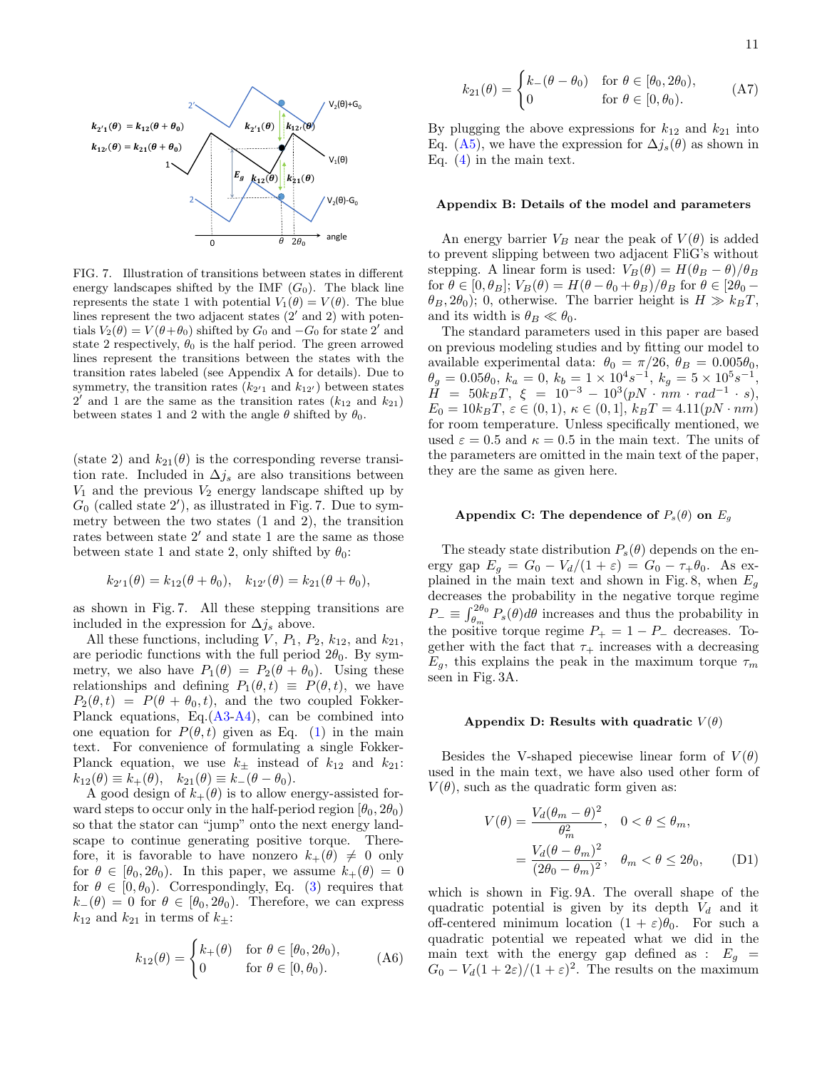FIG. 7. Illustration of transitions between states in different energy landscapes shifted by the IMF ($G_0$). The black line represents the state 1 with potential $V_1(\theta) = V(\theta)$. The blue lines represent the two adjacent states ($2'$ and 2) with potentials $V_2(\theta) = V(\theta+\theta_0)$ shifted by $G_0$ and $-G_0$ for state $2'$ and state 2 respectively, $\theta_0$ is the half period. The green arrowed lines represent the transitions between the states with the transition rates labeled (see Appendix A for details). Due to symmetry, the transition rates ($k_{2'1}$ and $k_{12'}$) between states $2'$ and 1 are the same as the transition rates ($k_{12}$ and $k_{21}$) between states 1 and 2 with the angle $\theta$ shifted by $\theta_0$.

(state 2) and $k_{21}(\theta)$ is the corresponding reverse transition rate. Included in $\Delta j_s$ are also transitions between $V_1$ and the previous $V_2$ energy landscape shifted up by $G_0$ (called state $2'$), as illustrated in Fig. 7. Due to symmetry between the two states (1 and 2), the transition rates between state $2'$ and state 1 are the same as those between state 1 and state 2, only shifted by $\theta_0$:

$$k_{2'1}(\theta) = k_{12}(\theta+\theta_0), \quad k_{12'}(\theta) = k_{21}(\theta+\theta_0),$$

as shown in Fig. 7. All these stepping transitions are included in the expression for $\Delta j_s$ above.

All these functions, including $V$, $P_1$, $P_2$, $k_{12}$, and $k_{21}$, are periodic functions with the full period $2\theta_0$. By symmetry, we also have $P_1(\theta) = P_2(\theta+\theta_0)$. Using these relationships and defining $P_1(\theta,t) \equiv P(\theta,t)$, we have $P_2(\theta,t) = P(\theta+\theta_0,t)$, and the two coupled Fokker-Planck equations, Eq.(A3-A4), can be combined into one equation for $P(\theta,t)$ given as Eq. (1) in the main text. For convenience of formulating a single Fokker-Planck equation, we use $k_\pm$ instead of $k_{12}$ and $k_{21}$: $k_{12}(\theta) \equiv k_+(\theta)$, $k_{21}(\theta) \equiv k_-(\theta-\theta_0)$.

A good design of $k_+(\theta)$ is to allow energy-assisted forward steps to occur only in the half-period region $[\theta_0, 2\theta_0)$ so that the stator can "jump" onto the next energy landscape to continue generating positive torque. Therefore, it is favorable to have nonzero $k_+(\theta) \neq 0$ only for $\theta \in [\theta_0, 2\theta_0)$. In this paper, we assume $k_+(\theta) = 0$ for $\theta \in [0, \theta_0)$. Correspondingly, Eq. (3) requires that $k_-(\theta) = 0$ for $\theta \in [\theta_0, 2\theta_0)$. Therefore, we can express $k_{12}$ and $k_{21}$ in terms of $k_\pm$:

$$k_{12}(\theta) = \begin{cases} k_+(\theta) & \text{for } \theta \in [\theta_0, 2\theta_0), \\ 0 & \text{for } \theta \in [0, \theta_0). \end{cases} \tag{A6}$$

$$k_{21}(\theta) = \begin{cases} k_-(\theta-\theta_0) & \text{for } \theta \in [\theta_0, 2\theta_0), \\ 0 & \text{for } \theta \in [0, \theta_0). \end{cases} \tag{A7}$$

By plugging the above expressions for $k_{12}$ and $k_{21}$ into Eq. (A5), we have the expression for $\Delta j_s(\theta)$ as shown in Eq. (4) in the main text.

## Appendix B: Details of the model and parameters

An energy barrier $V_B$ near the peak of $V(\theta)$ is added to prevent slipping between two adjacent FliG's without stepping. A linear form is used: $V_B(\theta) = H(\theta_B - \theta)/\theta_B$ for $\theta \in [0, \theta_B]$; $V_B(\theta) = H(\theta - \theta_0 + \theta_B)/\theta_B$ for $\theta \in [2\theta_0 - \theta_B, 2\theta_0)$; 0, otherwise. The barrier height is $H \gg k_BT$, and its width is $\theta_B \ll \theta_0$.

The standard parameters used in this paper are based on previous modeling studies and by fitting our model to available experimental data: $\theta_0 = \pi/26$, $\theta_B = 0.005\theta_0$, $\theta_g = 0.05\theta_0$, $k_a = 0$, $k_b = 1 \times 10^4 s^{-1}$, $k_g = 5 \times 10^5 s^{-1}$, $H = 50k_BT$, $\xi = 10^{-3} - 10^3 (pN \cdot nm \cdot rad^{-1} \cdot s)$, $E_0 = 10k_BT$, $\varepsilon \in (0,1)$, $\kappa \in (0,1]$, $k_BT = 4.11(pN \cdot nm)$ for room temperature. Unless specifically mentioned, we used $\varepsilon = 0.5$ and $\kappa = 0.5$ in the main text. The units of the parameters are omitted in the main text of the paper, they are the same as given here.

## Appendix C: The dependence of $P_s(\theta)$ on $E_g$

The steady state distribution $P_s(\theta)$ depends on the energy gap $E_g = G_0 - V_d/(1+\varepsilon) = G_0 - \tau_+\theta_0$. As explained in the main text and shown in Fig. 8, when $E_g$ decreases the probability in the negative torque regime $P_- \equiv \int_{\theta_m}^{2\theta_0} P_s(\theta)d\theta$ increases and thus the probability in the positive torque regime $P_+ = 1 - P_-$ decreases. Together with the fact that $\tau_+$ increases with a decreasing $E_g$, this explains the peak in the maximum torque $\tau_m$ seen in Fig. 3A.

## Appendix D: Results with quadratic $V(\theta)$

Besides the V-shaped piecewise linear form of $V(\theta)$ used in the main text, we have also used other form of $V(\theta)$, such as the quadratic form given as:

$$\begin{aligned} V(\theta) &= \frac{V_d(\theta_m - \theta)^2}{\theta_m^2}, \quad 0 < \theta \leq \theta_m, \\ &= \frac{V_d(\theta - \theta_m)^2}{(2\theta_0 - \theta_m)^2}, \quad \theta_m < \theta \leq 2\theta_0, \end{aligned} \tag{D1}$$

which is shown in Fig. 9A. The overall shape of the quadratic potential is given by its depth $V_d$ and it off-centered minimum location $(1+\varepsilon)\theta_0$. For such a quadratic potential we repeated what we did in the main text with the energy gap defined as : $E_g = G_0 - V_d(1+2\varepsilon)/(1+\varepsilon)^2$. The results on the maximum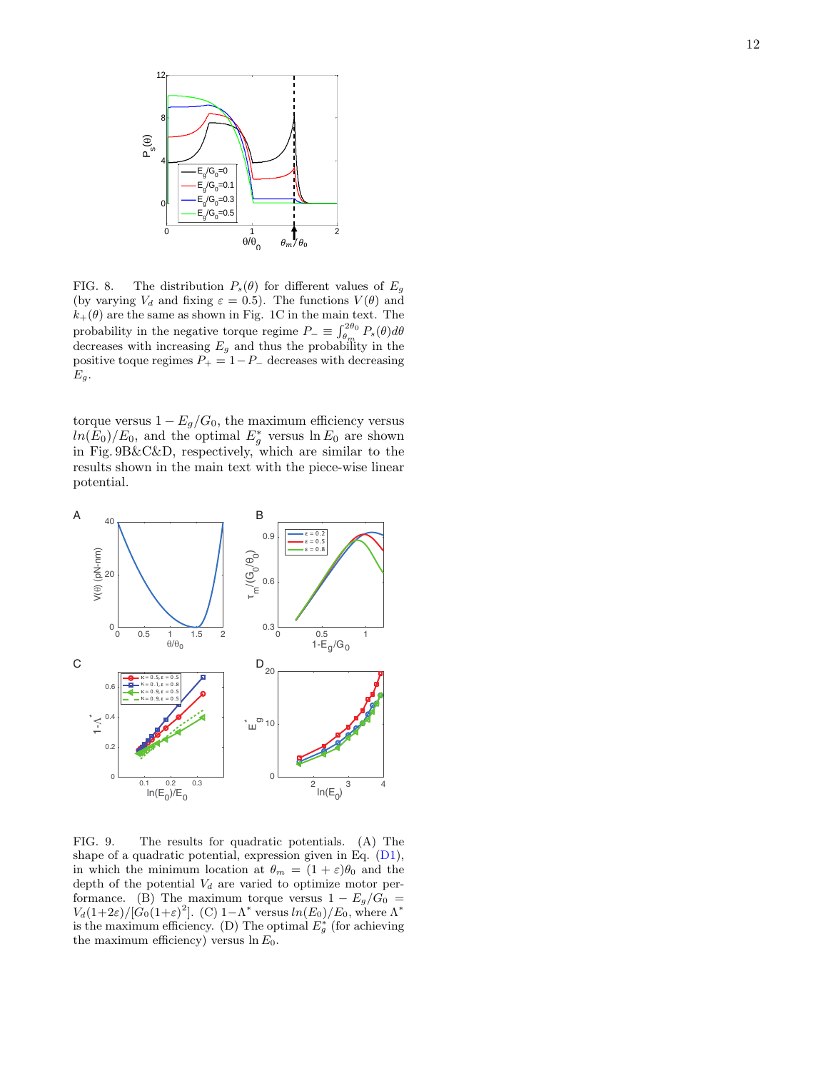FIG. 8. The distribution $P_s(\theta)$ for different values of $E_g$ (by varying $V_d$ and fixing $\varepsilon = 0.5$). The functions $V(\theta)$ and $k_+(\theta)$ are the same as shown in Fig. 1C in the main text. The probability in the negative torque regime $P_- \equiv \int_{\theta_m}^{2\theta_0} P_s(\theta) d\theta$ decreases with increasing $E_g$ and thus the probability in the positive toque regimes $P_+ = 1 - P_-$ decreases with decreasing $E_g$.

torque versus $1 - E_g/G_0$, the maximum efficiency versus $ln(E_0)/E_0$, and the optimal $E_g^*$ versus $\ln E_0$ are shown in Fig. 9B&C&D, respectively, which are similar to the results shown in the main text with the piece-wise linear potential.

FIG. 9. The results for quadratic potentials. (A) The shape of a quadratic potential, expression given in Eq. (D1), in which the minimum location at $\theta_m = (1 + \varepsilon)\theta_0$ and the depth of the potential $V_d$ are varied to optimize motor performance. (B) The maximum torque versus $1 - E_g/G_0 = V_d(1+2\varepsilon)/[G_0(1+\varepsilon)^2]$. (C) $1-\Lambda^*$ versus $ln(E_0)/E_0$, where $\Lambda^*$ is the maximum efficiency. (D) The optimal $E_g^*$ (for achieving the maximum efficiency) versus $\ln E_0$.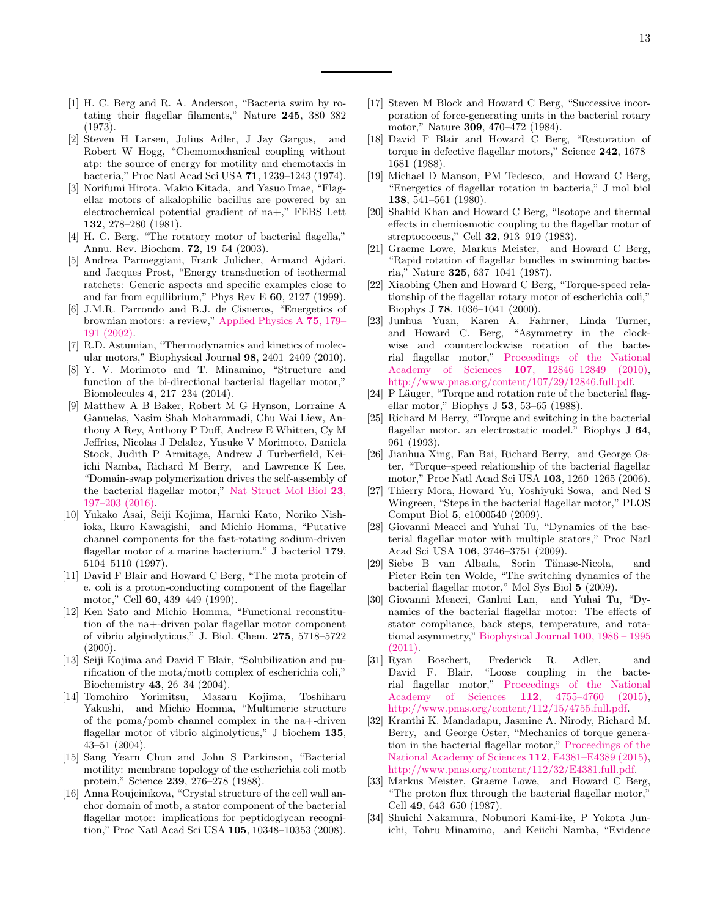[1] H. C. Berg and R. A. Anderson, "Bacteria swim by rotating their flagellar filaments," Nature **245**, 380–382 (1973).

[2] Steven H Larsen, Julius Adler, J Jay Gargus, and Robert W Hogg, "Chemomechanical coupling without atp: the source of energy for motility and chemotaxis in bacteria," Proc Natl Acad Sci USA **71**, 1239–1243 (1974).

[3] Norifumi Hirota, Makio Kitada, and Yasuo Imae, "Flagellar motors of alkalophilic bacillus are powered by an electrochemical potential gradient of na+," FEBS Lett **132**, 278–280 (1981).

[4] H. C. Berg, "The rotatory motor of bacterial flagella," Annu. Rev. Biochem. **72**, 19–54 (2003).

[5] Andrea Parmeggiani, Frank Julicher, Armand Ajdari, and Jacques Prost, "Energy transduction of isothermal ratchets: Generic aspects and specific examples close to and far from equilibrium," Phys Rev E **60**, 2127 (1999).

[6] J.M.R. Parrondo and B.J. de Cisneros, "Energetics of brownian motors: a review," Applied Physics A **75**, 179–191 (2002).

[7] R.D. Astumian, "Thermodynamics and kinetics of molecular motors," Biophysical Journal **98**, 2401–2409 (2010).

[8] Y. V. Morimoto and T. Minamino, "Structure and function of the bi-directional bacterial flagellar motor," Biomolecules **4**, 217–234 (2014).

[9] Matthew A B Baker, Robert M G Hynson, Lorraine A Ganuelas, Nasim Shah Mohammadi, Chu Wai Liew, Anthony A Rey, Anthony P Duff, Andrew E Whitten, Cy M Jeffries, Nicolas J Delalez, Yusuke V Morimoto, Daniela Stock, Judith P Armitage, Andrew J Turberfield, Keiichi Namba, Richard M Berry, and Lawrence K Lee, "Domain-swap polymerization drives the self-assembly of the bacterial flagellar motor," Nat Struct Mol Biol **23**, 197–203 (2016).

[10] Yukako Asai, Seiji Kojima, Haruki Kato, Noriko Nishioka, Ikuro Kawagishi, and Michio Homma, "Putative channel components for the fast-rotating sodium-driven flagellar motor of a marine bacterium." J bacteriol **179**, 5104–5110 (1997).

[11] David F Blair and Howard C Berg, "The mota protein of e. coli is a proton-conducting component of the flagellar motor," Cell **60**, 439–449 (1990).

[12] Ken Sato and Michio Homma, "Functional reconstitution of the na+-driven polar flagellar motor component of vibrio alginolyticus," J. Biol. Chem. **275**, 5718–5722 (2000).

[13] Seiji Kojima and David F Blair, "Solubilization and purification of the mota/motb complex of escherichia coli," Biochemistry **43**, 26–34 (2004).

[14] Tomohiro Yorimitsu, Masaru Kojima, Toshiharu Yakushi, and Michio Homma, "Multimeric structure of the poma/pomb channel complex in the na+-driven flagellar motor of vibrio alginolyticus," J biochem **135**, 43–51 (2004).

[15] Sang Yearn Chun and John S Parkinson, "Bacterial motility: membrane topology of the escherichia coli motb protein," Science **239**, 276–278 (1988).

[16] Anna Roujeinikova, "Crystal structure of the cell wall anchor domain of motb, a stator component of the bacterial flagellar motor: implications for peptidoglycan recognition," Proc Natl Acad Sci USA **105**, 10348–10353 (2008).

[17] Steven M Block and Howard C Berg, "Successive incorporation of force-generating units in the bacterial rotary motor," Nature **309**, 470–472 (1984).

[18] David F Blair and Howard C Berg, "Restoration of torque in defective flagellar motors," Science **242**, 1678–1681 (1988).

[19] Michael D Manson, PM Tedesco, and Howard C Berg, "Energetics of flagellar rotation in bacteria," J mol biol **138**, 541–561 (1980).

[20] Shahid Khan and Howard C Berg, "Isotope and thermal effects in chemiosmotic coupling to the flagellar motor of streptococcus," Cell **32**, 913–919 (1983).

[21] Graeme Lowe, Markus Meister, and Howard C Berg, "Rapid rotation of flagellar bundles in swimming bacteria," Nature **325**, 637–1041 (1987).

[22] Xiaobing Chen and Howard C Berg, "Torque-speed relationship of the flagellar rotary motor of escherichia coli," Biophys J **78**, 1036–1041 (2000).

[23] Junhua Yuan, Karen A. Fahrner, Linda Turner, and Howard C. Berg, "Asymmetry in the clockwise and counterclockwise rotation of the bacterial flagellar motor," Proceedings of the National Academy of Sciences **107**, 12846–12849 (2010), http://www.pnas.org/content/107/29/12846.full.pdf.

[24] P Läuger, "Torque and rotation rate of the bacterial flagellar motor," Biophys J **53**, 53–65 (1988).

[25] Richard M Berry, "Torque and switching in the bacterial flagellar motor. an electrostatic model." Biophys J **64**, 961 (1993).

[26] Jianhua Xing, Fan Bai, Richard Berry, and George Oster, "Torque–speed relationship of the bacterial flagellar motor," Proc Natl Acad Sci USA **103**, 1260–1265 (2006).

[27] Thierry Mora, Howard Yu, Yoshiyuki Sowa, and Ned S Wingreen, "Steps in the bacterial flagellar motor," PLOS Comput Biol **5**, e1000540 (2009).

[28] Giovanni Meacci and Yuhai Tu, "Dynamics of the bacterial flagellar motor with multiple stators," Proc Natl Acad Sci USA **106**, 3746–3751 (2009).

[29] Siebe B van Albada, Sorin Tănase-Nicola, and Pieter Rein ten Wolde, "The switching dynamics of the bacterial flagellar motor," Mol Sys Biol **5** (2009).

[30] Giovanni Meacci, Ganhui Lan, and Yuhai Tu, "Dynamics of the bacterial flagellar motor: The effects of stator compliance, back steps, temperature, and rotational asymmetry," Biophysical Journal **100**, 1986 – 1995 (2011).

[31] Ryan Boschert, Frederick R. Adler, and David F. Blair, "Loose coupling in the bacterial flagellar motor," Proceedings of the National Academy of Sciences **112**, 4755–4760 (2015), http://www.pnas.org/content/112/15/4755.full.pdf.

[32] Kranthi K. Mandadapu, Jasmine A. Nirody, Richard M. Berry, and George Oster, "Mechanics of torque generation in the bacterial flagellar motor," Proceedings of the National Academy of Sciences **112**, E4381–E4389 (2015), http://www.pnas.org/content/112/32/E4381.full.pdf.

[33] Markus Meister, Graeme Lowe, and Howard C Berg, "The proton flux through the bacterial flagellar motor," Cell **49**, 643–650 (1987).

[34] Shuichi Nakamura, Nobunori Kami-ike, P Yokota Junichi, Tohru Minamino, and Keiichi Namba, "Evidence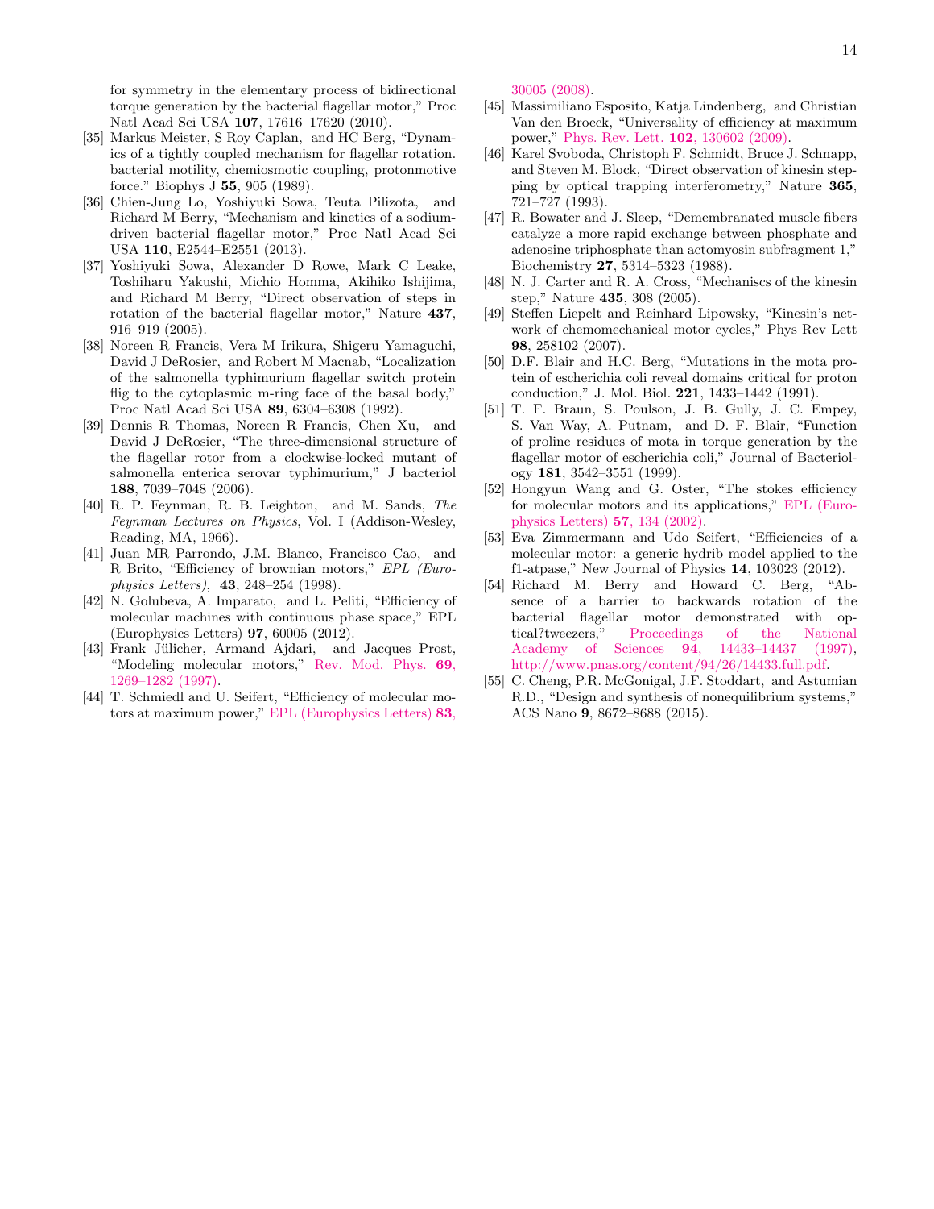for symmetry in the elementary process of bidirectional torque generation by the bacterial flagellar motor," Proc Natl Acad Sci USA **107**, 17616–17620 (2010).

[35] Markus Meister, S Roy Caplan, and HC Berg, "Dynamics of a tightly coupled mechanism for flagellar rotation. bacterial motility, chemiosmotic coupling, protonmotive force." Biophys J **55**, 905 (1989).

[36] Chien-Jung Lo, Yoshiyuki Sowa, Teuta Pilizota, and Richard M Berry, "Mechanism and kinetics of a sodium-driven bacterial flagellar motor," Proc Natl Acad Sci USA **110**, E2544–E2551 (2013).

[37] Yoshiyuki Sowa, Alexander D Rowe, Mark C Leake, Toshiharu Yakushi, Michio Homma, Akihiko Ishijima, and Richard M Berry, "Direct observation of steps in rotation of the bacterial flagellar motor," Nature **437**, 916–919 (2005).

[38] Noreen R Francis, Vera M Irikura, Shigeru Yamaguchi, David J DeRosier, and Robert M Macnab, "Localization of the salmonella typhimurium flagellar switch protein flig to the cytoplasmic m-ring face of the basal body," Proc Natl Acad Sci USA **89**, 6304–6308 (1992).

[39] Dennis R Thomas, Noreen R Francis, Chen Xu, and David J DeRosier, "The three-dimensional structure of the flagellar rotor from a clockwise-locked mutant of salmonella enterica serovar typhimurium," J bacteriol **188**, 7039–7048 (2006).

[40] R. P. Feynman, R. B. Leighton, and M. Sands, *The Feynman Lectures on Physics*, Vol. I (Addison-Wesley, Reading, MA, 1966).

[41] Juan MR Parrondo, J.M. Blanco, Francisco Cao, and R Brito, "Efficiency of brownian motors," *EPL (Europhysics Letters)*, **43**, 248–254 (1998).

[42] N. Golubeva, A. Imparato, and L. Peliti, "Efficiency of molecular machines with continuous phase space," EPL (Europhysics Letters) **97**, 60005 (2012).

[43] Frank Jülicher, Armand Ajdari, and Jacques Prost, "Modeling molecular motors," Rev. Mod. Phys. **69**, 1269–1282 (1997).

[44] T. Schmiedl and U. Seifert, "Efficiency of molecular motors at maximum power," EPL (Europhysics Letters) **83**, 30005 (2008).

[45] Massimiliano Esposito, Katja Lindenberg, and Christian Van den Broeck, "Universality of efficiency at maximum power," Phys. Rev. Lett. **102**, 130602 (2009).

[46] Karel Svoboda, Christoph F. Schmidt, Bruce J. Schnapp, and Steven M. Block, "Direct observation of kinesin stepping by optical trapping interferometry," Nature **365**, 721–727 (1993).

[47] R. Bowater and J. Sleep, "Demembranated muscle fibers catalyze a more rapid exchange between phosphate and adenosine triphosphate than actomyosin subfragment 1," Biochemistry **27**, 5314–5323 (1988).

[48] N. J. Carter and R. A. Cross, "Mechaniscs of the kinesin step," Nature **435**, 308 (2005).

[49] Steffen Liepelt and Reinhard Lipowsky, "Kinesin's network of chemomechanical motor cycles," Phys Rev Lett **98**, 258102 (2007).

[50] D.F. Blair and H.C. Berg, "Mutations in the mota protein of escherichia coli reveal domains critical for proton conduction," J. Mol. Biol. **221**, 1433–1442 (1991).

[51] T. F. Braun, S. Poulson, J. B. Gully, J. C. Empey, S. Van Way, A. Putnam, and D. F. Blair, "Function of proline residues of mota in torque generation by the flagellar motor of escherichia coli," Journal of Bacteriology **181**, 3542–3551 (1999).

[52] Hongyun Wang and G. Oster, "The stokes efficiency for molecular motors and its applications," EPL (Europhysics Letters) **57**, 134 (2002).

[53] Eva Zimmermann and Udo Seifert, "Efficiencies of a molecular motor: a generic hydrib model applied to the f1-atpase," New Journal of Physics **14**, 103023 (2012).

[54] Richard M. Berry and Howard C. Berg, "Absence of a barrier to backwards rotation of the bacterial flagellar motor demonstrated with optical?tweezers," Proceedings of the National Academy of Sciences **94**, 14433–14437 (1997), http://www.pnas.org/content/94/26/14433.full.pdf.

[55] C. Cheng, P.R. McGonigal, J.F. Stoddart, and Astumian R.D., "Design and synthesis of nonequilibrium systems," ACS Nano **9**, 8672–8688 (2015).